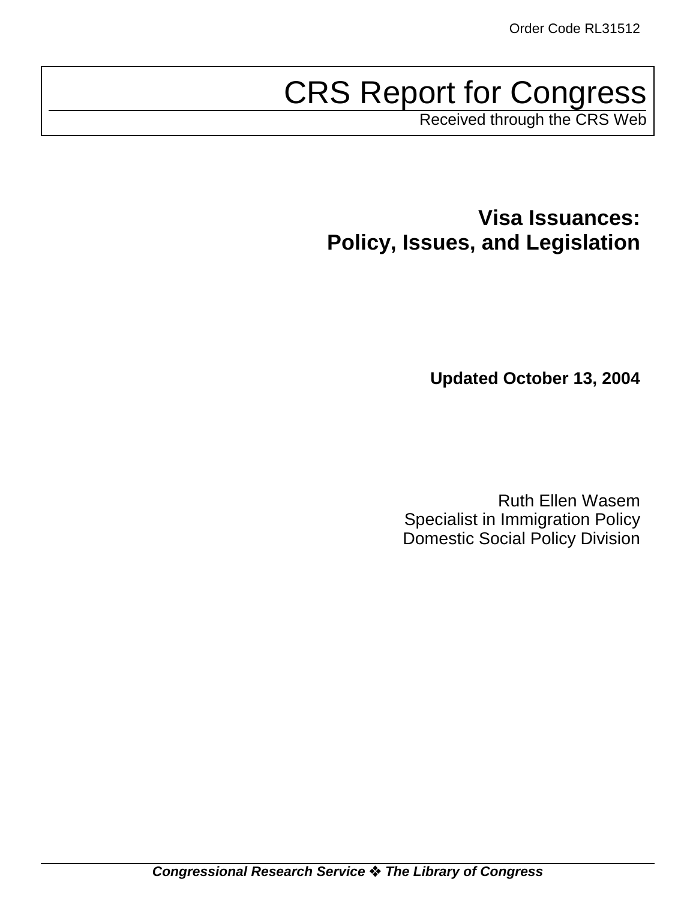Order Code RL31512

# CRS Report for Congress

Received through the CRS Web

## Visa Issuances: Policy, Issues, and Legislation

**Updated October 13, 2004**

Ruth Ellen Wasem
Specialist in Immigration Policy
Domestic Social Policy Division

***Congressional Research Service ❖ The Library of Congress***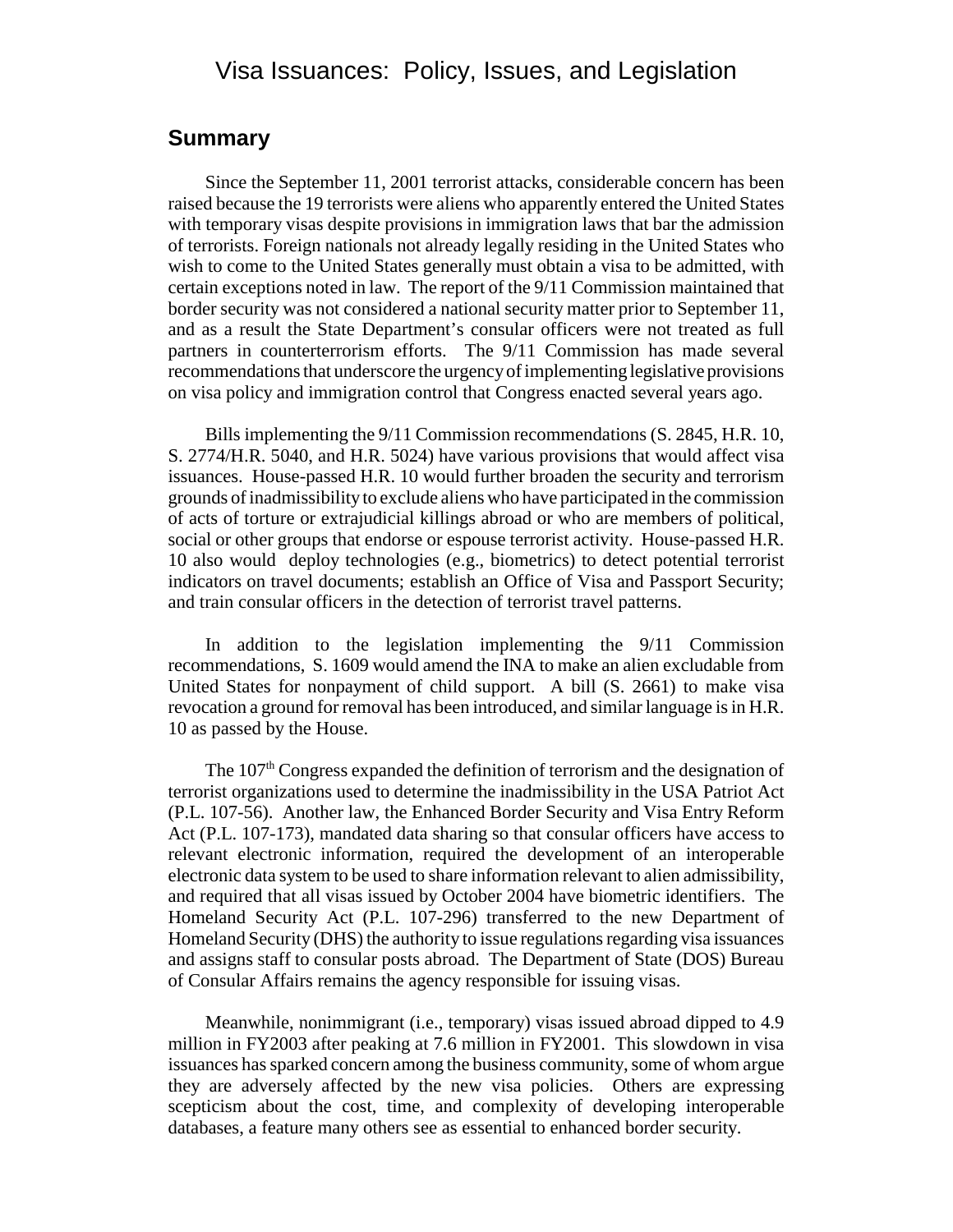# Visa Issuances: Policy, Issues, and Legislation

## Summary

Since the September 11, 2001 terrorist attacks, considerable concern has been raised because the 19 terrorists were aliens who apparently entered the United States with temporary visas despite provisions in immigration laws that bar the admission of terrorists. Foreign nationals not already legally residing in the United States who wish to come to the United States generally must obtain a visa to be admitted, with certain exceptions noted in law. The report of the 9/11 Commission maintained that border security was not considered a national security matter prior to September 11, and as a result the State Department's consular officers were not treated as full partners in counterterrorism efforts. The 9/11 Commission has made several recommendations that underscore the urgency of implementing legislative provisions on visa policy and immigration control that Congress enacted several years ago.

Bills implementing the 9/11 Commission recommendations (S. 2845, H.R. 10, S. 2774/H.R. 5040, and H.R. 5024) have various provisions that would affect visa issuances. House-passed H.R. 10 would further broaden the security and terrorism grounds of inadmissibility to exclude aliens who have participated in the commission of acts of torture or extrajudicial killings abroad or who are members of political, social or other groups that endorse or espouse terrorist activity. House-passed H.R. 10 also would deploy technologies (e.g., biometrics) to detect potential terrorist indicators on travel documents; establish an Office of Visa and Passport Security; and train consular officers in the detection of terrorist travel patterns.

In addition to the legislation implementing the 9/11 Commission recommendations, S. 1609 would amend the INA to make an alien excludable from United States for nonpayment of child support. A bill (S. 2661) to make visa revocation a ground for removal has been introduced, and similar language is in H.R. 10 as passed by the House.

The 107th Congress expanded the definition of terrorism and the designation of terrorist organizations used to determine the inadmissibility in the USA Patriot Act (P.L. 107-56). Another law, the Enhanced Border Security and Visa Entry Reform Act (P.L. 107-173), mandated data sharing so that consular officers have access to relevant electronic information, required the development of an interoperable electronic data system to be used to share information relevant to alien admissibility, and required that all visas issued by October 2004 have biometric identifiers. The Homeland Security Act (P.L. 107-296) transferred to the new Department of Homeland Security (DHS) the authority to issue regulations regarding visa issuances and assigns staff to consular posts abroad. The Department of State (DOS) Bureau of Consular Affairs remains the agency responsible for issuing visas.

Meanwhile, nonimmigrant (i.e., temporary) visas issued abroad dipped to 4.9 million in FY2003 after peaking at 7.6 million in FY2001. This slowdown in visa issuances has sparked concern among the business community, some of whom argue they are adversely affected by the new visa policies. Others are expressing scepticism about the cost, time, and complexity of developing interoperable databases, a feature many others see as essential to enhanced border security.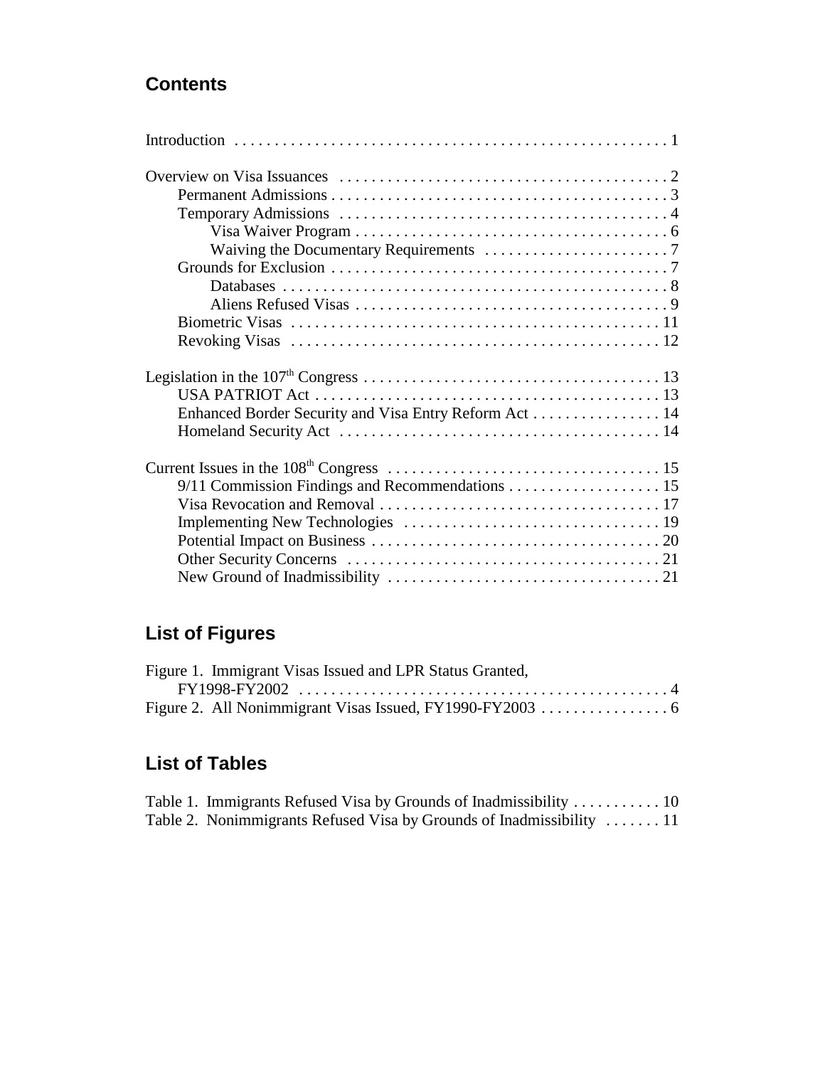## Contents

Introduction . . . . . . . . . . . . . . . . . . . . . . . . . . . . . . . . . . . . . . . . . . . . . . . . . . . . . 1

Overview on Visa Issuances . . . . . . . . . . . . . . . . . . . . . . . . . . . . . . . . . . . . . . . . . 2
- Permanent Admissions . . . . . . . . . . . . . . . . . . . . . . . . . . . . . . . . . . . . . . . . . 3
- Temporary Admissions . . . . . . . . . . . . . . . . . . . . . . . . . . . . . . . . . . . . . . . . 4
  - Visa Waiver Program . . . . . . . . . . . . . . . . . . . . . . . . . . . . . . . . . . . . . . 6
  - Waiving the Documentary Requirements . . . . . . . . . . . . . . . . . . . . . . . 7
- Grounds for Exclusion . . . . . . . . . . . . . . . . . . . . . . . . . . . . . . . . . . . . . . . . . 7
  - Databases . . . . . . . . . . . . . . . . . . . . . . . . . . . . . . . . . . . . . . . . . . . . . . . 8
  - Aliens Refused Visas . . . . . . . . . . . . . . . . . . . . . . . . . . . . . . . . . . . . . . 9
- Biometric Visas . . . . . . . . . . . . . . . . . . . . . . . . . . . . . . . . . . . . . . . . . . . . . 11
- Revoking Visas . . . . . . . . . . . . . . . . . . . . . . . . . . . . . . . . . . . . . . . . . . . . . 12

Legislation in the 107th Congress . . . . . . . . . . . . . . . . . . . . . . . . . . . . . . . . . . . . . 13
- USA PATRIOT Act . . . . . . . . . . . . . . . . . . . . . . . . . . . . . . . . . . . . . . . . . . 13
- Enhanced Border Security and Visa Entry Reform Act . . . . . . . . . . . . . . . . 14
- Homeland Security Act . . . . . . . . . . . . . . . . . . . . . . . . . . . . . . . . . . . . . . . 14

Current Issues in the 108th Congress . . . . . . . . . . . . . . . . . . . . . . . . . . . . . . . . . . 15
- 9/11 Commission Findings and Recommendations . . . . . . . . . . . . . . . . . . . 15
- Visa Revocation and Removal . . . . . . . . . . . . . . . . . . . . . . . . . . . . . . . . . . . 17
- Implementing New Technologies . . . . . . . . . . . . . . . . . . . . . . . . . . . . . . . . 19
- Potential Impact on Business . . . . . . . . . . . . . . . . . . . . . . . . . . . . . . . . . . . . 20
- Other Security Concerns . . . . . . . . . . . . . . . . . . . . . . . . . . . . . . . . . . . . . . . 21
- New Ground of Inadmissibility . . . . . . . . . . . . . . . . . . . . . . . . . . . . . . . . . . 21

## List of Figures

Figure 1. Immigrant Visas Issued and LPR Status Granted, FY1998-FY2002 . . . . . . . . . . . . . . . . . . . . . . . . . . . . . . . . . . . . . . . . . . . . . . 4

Figure 2. All Nonimmigrant Visas Issued, FY1990-FY2003 . . . . . . . . . . . . . . . . 6

## List of Tables

Table 1. Immigrants Refused Visa by Grounds of Inadmissibility . . . . . . . . . . . 10

Table 2. Nonimmigrants Refused Visa by Grounds of Inadmissibility . . . . . . . 11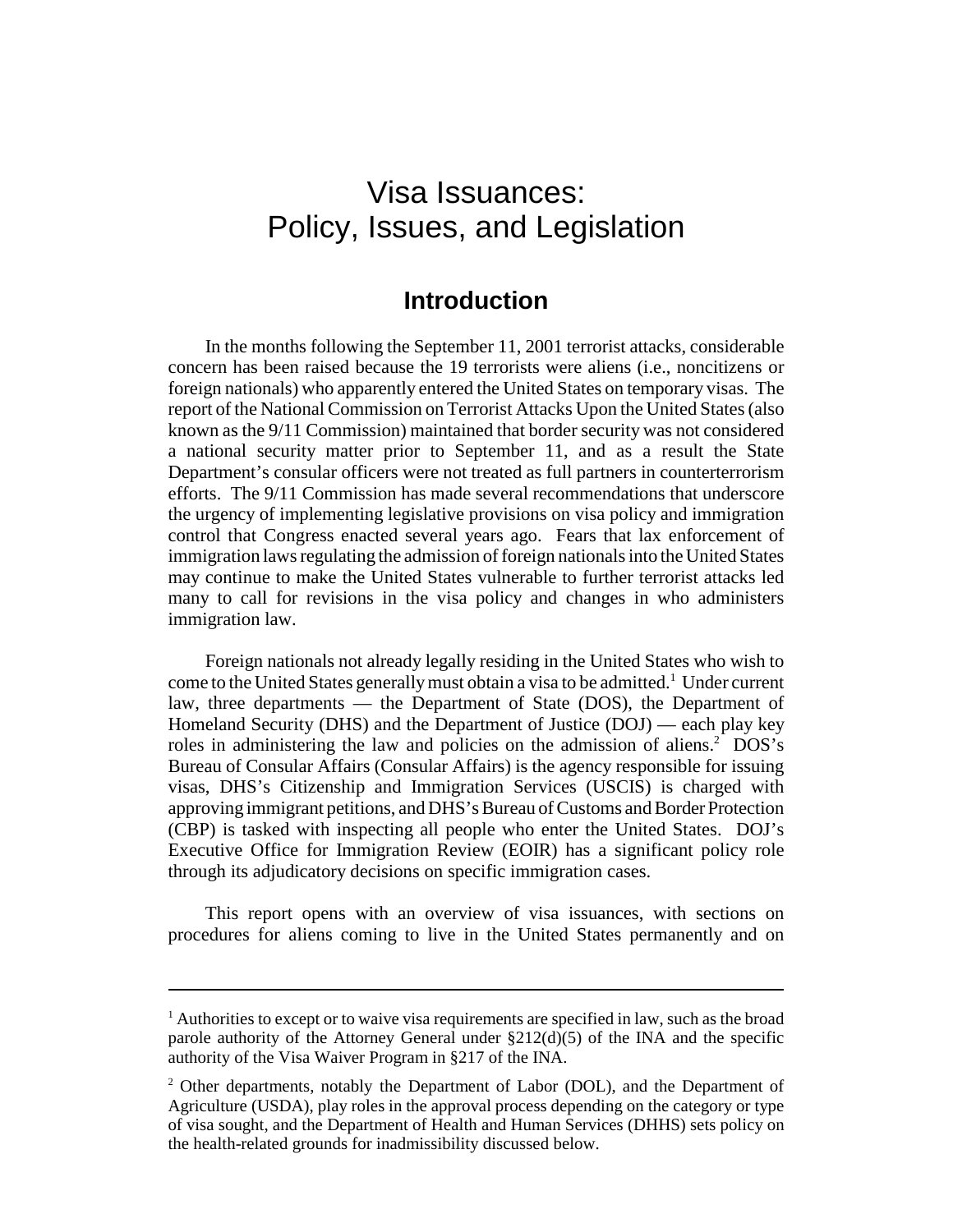# Visa Issuances: Policy, Issues, and Legislation

## Introduction

In the months following the September 11, 2001 terrorist attacks, considerable concern has been raised because the 19 terrorists were aliens (i.e., noncitizens or foreign nationals) who apparently entered the United States on temporary visas. The report of the National Commission on Terrorist Attacks Upon the United States (also known as the 9/11 Commission) maintained that border security was not considered a national security matter prior to September 11, and as a result the State Department's consular officers were not treated as full partners in counterterrorism efforts. The 9/11 Commission has made several recommendations that underscore the urgency of implementing legislative provisions on visa policy and immigration control that Congress enacted several years ago. Fears that lax enforcement of immigration laws regulating the admission of foreign nationals into the United States may continue to make the United States vulnerable to further terrorist attacks led many to call for revisions in the visa policy and changes in who administers immigration law.

Foreign nationals not already legally residing in the United States who wish to come to the United States generally must obtain a visa to be admitted.[1] Under current law, three departments — the Department of State (DOS), the Department of Homeland Security (DHS) and the Department of Justice (DOJ) — each play key roles in administering the law and policies on the admission of aliens.[2] DOS's Bureau of Consular Affairs (Consular Affairs) is the agency responsible for issuing visas, DHS's Citizenship and Immigration Services (USCIS) is charged with approving immigrant petitions, and DHS's Bureau of Customs and Border Protection (CBP) is tasked with inspecting all people who enter the United States. DOJ's Executive Office for Immigration Review (EOIR) has a significant policy role through its adjudicatory decisions on specific immigration cases.

This report opens with an overview of visa issuances, with sections on procedures for aliens coming to live in the United States permanently and on

---

[1] Authorities to except or to waive visa requirements are specified in law, such as the broad parole authority of the Attorney General under §212(d)(5) of the INA and the specific authority of the Visa Waiver Program in §217 of the INA.

[2] Other departments, notably the Department of Labor (DOL), and the Department of Agriculture (USDA), play roles in the approval process depending on the category or type of visa sought, and the Department of Health and Human Services (DHHS) sets policy on the health-related grounds for inadmissibility discussed below.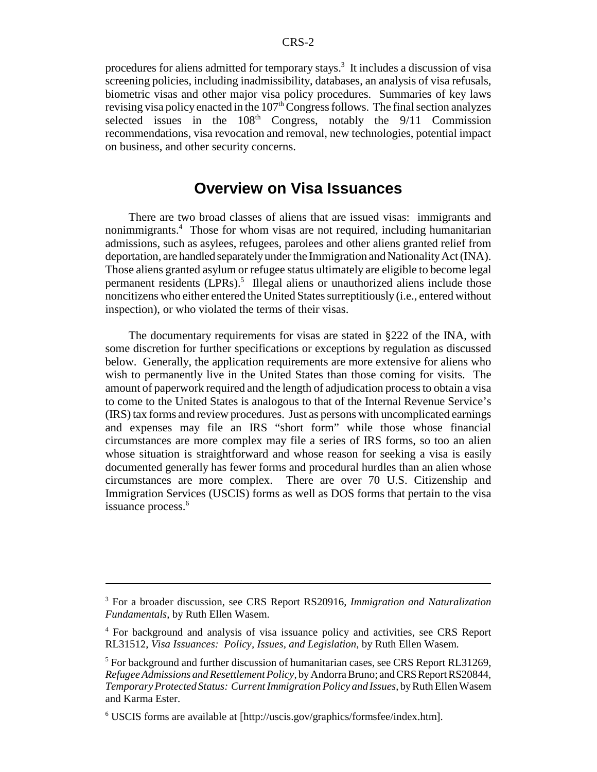procedures for aliens admitted for temporary stays.[3] It includes a discussion of visa screening policies, including inadmissibility, databases, an analysis of visa refusals, biometric visas and other major visa policy procedures. Summaries of key laws revising visa policy enacted in the 107th Congress follows. The final section analyzes selected issues in the 108th Congress, notably the 9/11 Commission recommendations, visa revocation and removal, new technologies, potential impact on business, and other security concerns.

## Overview on Visa Issuances

There are two broad classes of aliens that are issued visas: immigrants and nonimmigrants.[4] Those for whom visas are not required, including humanitarian admissions, such as asylees, refugees, parolees and other aliens granted relief from deportation, are handled separately under the Immigration and Nationality Act (INA). Those aliens granted asylum or refugee status ultimately are eligible to become legal permanent residents (LPRs).[5] Illegal aliens or unauthorized aliens include those noncitizens who either entered the United States surreptitiously (i.e., entered without inspection), or who violated the terms of their visas.

The documentary requirements for visas are stated in §222 of the INA, with some discretion for further specifications or exceptions by regulation as discussed below. Generally, the application requirements are more extensive for aliens who wish to permanently live in the United States than those coming for visits. The amount of paperwork required and the length of adjudication process to obtain a visa to come to the United States is analogous to that of the Internal Revenue Service's (IRS) tax forms and review procedures. Just as persons with uncomplicated earnings and expenses may file an IRS "short form" while those whose financial circumstances are more complex may file a series of IRS forms, so too an alien whose situation is straightforward and whose reason for seeking a visa is easily documented generally has fewer forms and procedural hurdles than an alien whose circumstances are more complex. There are over 70 U.S. Citizenship and Immigration Services (USCIS) forms as well as DOS forms that pertain to the visa issuance process.[6]

---

[3] For a broader discussion, see CRS Report RS20916, *Immigration and Naturalization Fundamentals*, by Ruth Ellen Wasem.

[4] For background and analysis of visa issuance policy and activities, see CRS Report RL31512, *Visa Issuances: Policy, Issues, and Legislation*, by Ruth Ellen Wasem.

[5] For background and further discussion of humanitarian cases, see CRS Report RL31269, *Refugee Admissions and Resettlement Policy*, by Andorra Bruno; and CRS Report RS20844, *Temporary Protected Status: Current Immigration Policy and Issues*, by Ruth Ellen Wasem and Karma Ester.

[6] USCIS forms are available at [http://uscis.gov/graphics/formsfee/index.htm].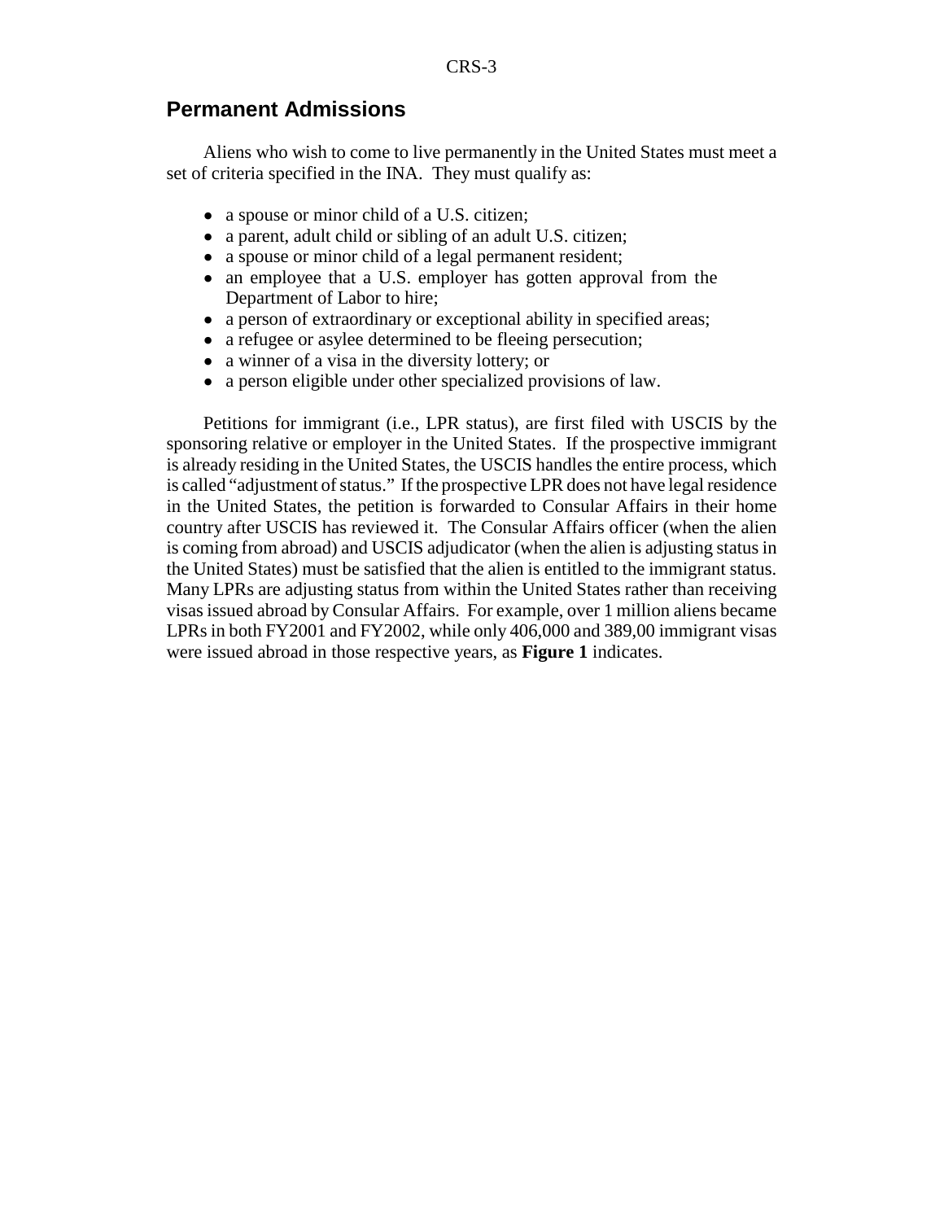## Permanent Admissions

Aliens who wish to come to live permanently in the United States must meet a set of criteria specified in the INA. They must qualify as:

- a spouse or minor child of a U.S. citizen;
- a parent, adult child or sibling of an adult U.S. citizen;
- a spouse or minor child of a legal permanent resident;
- an employee that a U.S. employer has gotten approval from the Department of Labor to hire;
- a person of extraordinary or exceptional ability in specified areas;
- a refugee or asylee determined to be fleeing persecution;
- a winner of a visa in the diversity lottery; or
- a person eligible under other specialized provisions of law.

Petitions for immigrant (i.e., LPR status), are first filed with USCIS by the sponsoring relative or employer in the United States. If the prospective immigrant is already residing in the United States, the USCIS handles the entire process, which is called "adjustment of status." If the prospective LPR does not have legal residence in the United States, the petition is forwarded to Consular Affairs in their home country after USCIS has reviewed it. The Consular Affairs officer (when the alien is coming from abroad) and USCIS adjudicator (when the alien is adjusting status in the United States) must be satisfied that the alien is entitled to the immigrant status. Many LPRs are adjusting status from within the United States rather than receiving visas issued abroad by Consular Affairs. For example, over 1 million aliens became LPRs in both FY2001 and FY2002, while only 406,000 and 389,00 immigrant visas were issued abroad in those respective years, as **Figure 1** indicates.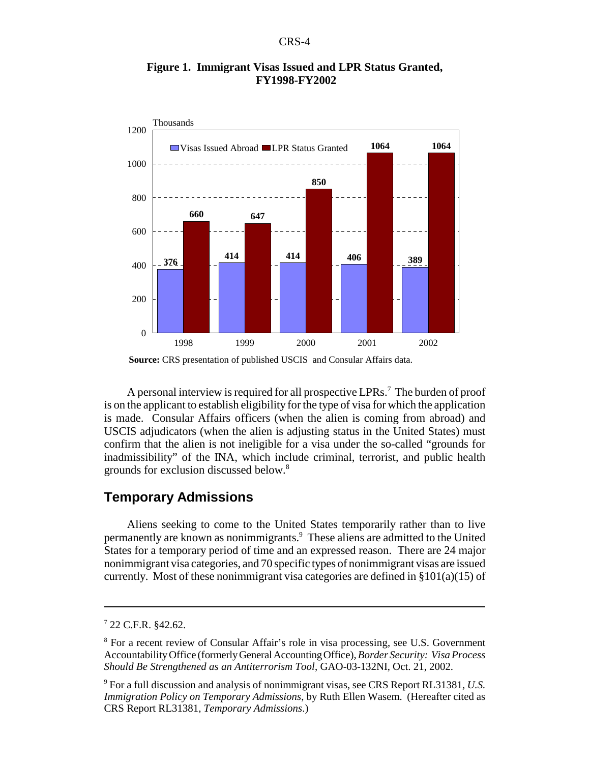**Figure 1. Immigrant Visas Issued and LPR Status Granted, FY1998-FY2002**

| Year | Visas Issued Abroad (Thousands) | LPR Status Granted (Thousands) |
| --- | --- | --- |
| 1998 | 376 | 660 |
| 1999 | 414 | 647 |
| 2000 | 414 | 850 |
| 2001 | 406 | 1064 |
| 2002 | 389 | 1064 |

**Source:** CRS presentation of published USCIS and Consular Affairs data.

A personal interview is required for all prospective LPRs.[7] The burden of proof is on the applicant to establish eligibility for the type of visa for which the application is made. Consular Affairs officers (when the alien is coming from abroad) and USCIS adjudicators (when the alien is adjusting status in the United States) must confirm that the alien is not ineligible for a visa under the so-called "grounds for inadmissibility" of the INA, which include criminal, terrorist, and public health grounds for exclusion discussed below.[8]

## Temporary Admissions

Aliens seeking to come to the United States temporarily rather than to live permanently are known as nonimmigrants.[9] These aliens are admitted to the United States for a temporary period of time and an expressed reason. There are 24 major nonimmigrant visa categories, and 70 specific types of nonimmigrant visas are issued currently. Most of these nonimmigrant visa categories are defined in §101(a)(15) of

---

[7] 22 C.F.R. §42.62.

[8] For a recent review of Consular Affair's role in visa processing, see U.S. Government Accountability Office (formerly General Accounting Office), *Border Security: Visa Process Should Be Strengthened as an Antiterrorism Tool*, GAO-03-132NI, Oct. 21, 2002.

[9] For a full discussion and analysis of nonimmigrant visas, see CRS Report RL31381, *U.S. Immigration Policy on Temporary Admissions*, by Ruth Ellen Wasem. (Hereafter cited as CRS Report RL31381, *Temporary Admissions*.)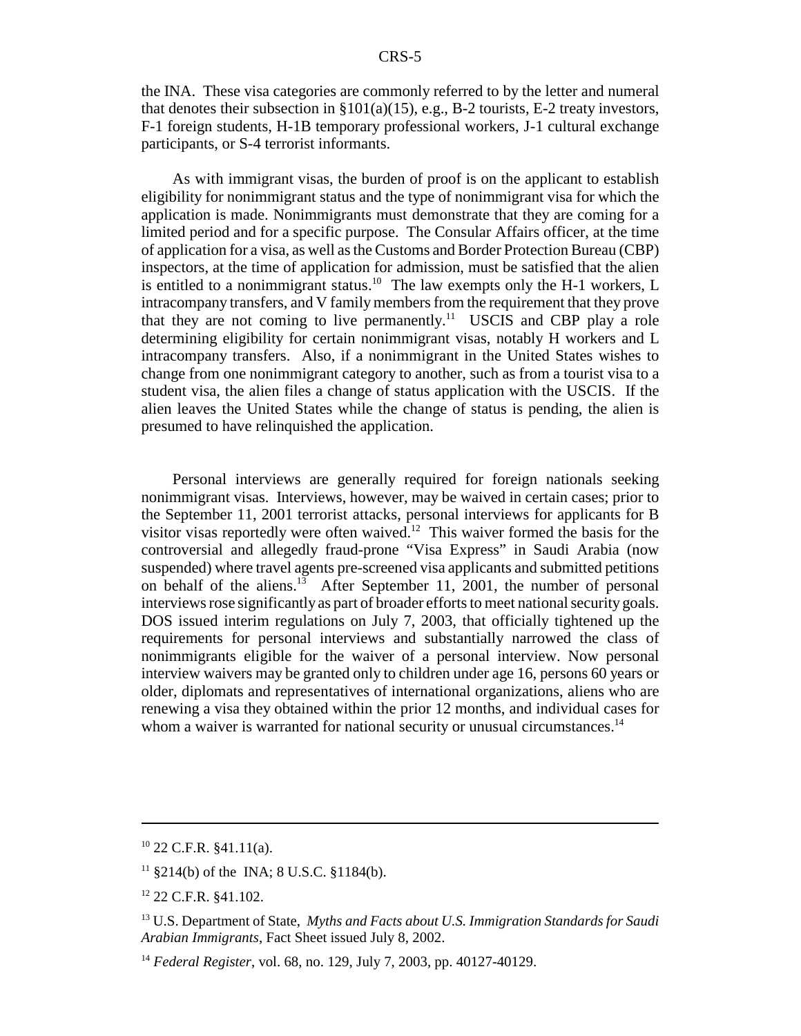the INA. These visa categories are commonly referred to by the letter and numeral that denotes their subsection in §101(a)(15), e.g., B-2 tourists, E-2 treaty investors, F-1 foreign students, H-1B temporary professional workers, J-1 cultural exchange participants, or S-4 terrorist informants.

As with immigrant visas, the burden of proof is on the applicant to establish eligibility for nonimmigrant status and the type of nonimmigrant visa for which the application is made. Nonimmigrants must demonstrate that they are coming for a limited period and for a specific purpose. The Consular Affairs officer, at the time of application for a visa, as well as the Customs and Border Protection Bureau (CBP) inspectors, at the time of application for admission, must be satisfied that the alien is entitled to a nonimmigrant status.[10] The law exempts only the H-1 workers, L intracompany transfers, and V family members from the requirement that they prove that they are not coming to live permanently.[11] USCIS and CBP play a role determining eligibility for certain nonimmigrant visas, notably H workers and L intracompany transfers. Also, if a nonimmigrant in the United States wishes to change from one nonimmigrant category to another, such as from a tourist visa to a student visa, the alien files a change of status application with the USCIS. If the alien leaves the United States while the change of status is pending, the alien is presumed to have relinquished the application.

Personal interviews are generally required for foreign nationals seeking nonimmigrant visas. Interviews, however, may be waived in certain cases; prior to the September 11, 2001 terrorist attacks, personal interviews for applicants for B visitor visas reportedly were often waived.[12] This waiver formed the basis for the controversial and allegedly fraud-prone "Visa Express" in Saudi Arabia (now suspended) where travel agents pre-screened visa applicants and submitted petitions on behalf of the aliens.[13] After September 11, 2001, the number of personal interviews rose significantly as part of broader efforts to meet national security goals. DOS issued interim regulations on July 7, 2003, that officially tightened up the requirements for personal interviews and substantially narrowed the class of nonimmigrants eligible for the waiver of a personal interview. Now personal interview waivers may be granted only to children under age 16, persons 60 years or older, diplomats and representatives of international organizations, aliens who are renewing a visa they obtained within the prior 12 months, and individual cases for whom a waiver is warranted for national security or unusual circumstances.[14]

---

[10] 22 C.F.R. §41.11(a).

[11] §214(b) of the INA; 8 U.S.C. §1184(b).

[12] 22 C.F.R. §41.102.

[13] U.S. Department of State, *Myths and Facts about U.S. Immigration Standards for Saudi Arabian Immigrants*, Fact Sheet issued July 8, 2002.

[14] *Federal Register*, vol. 68, no. 129, July 7, 2003, pp. 40127-40129.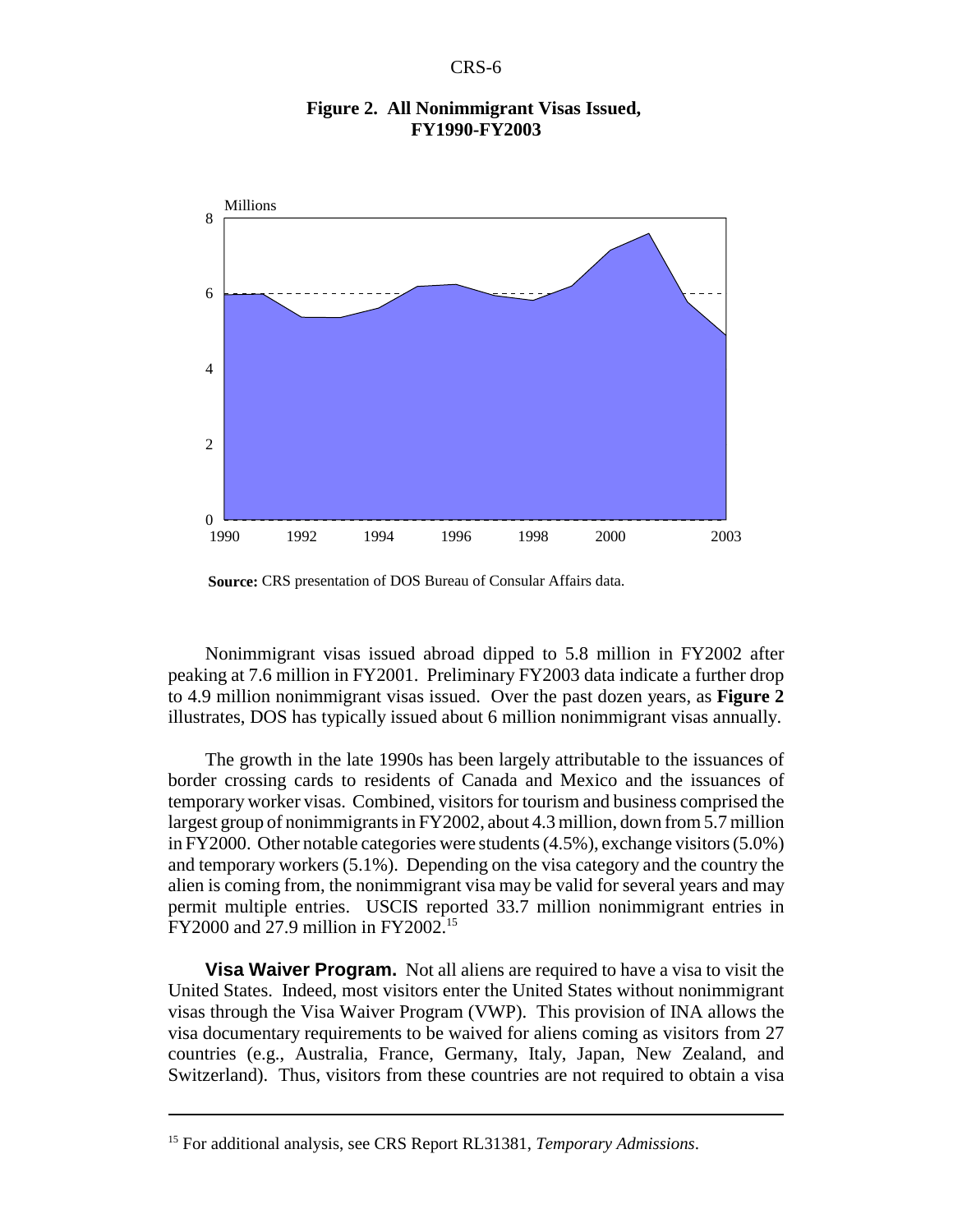**Figure 2. All Nonimmigrant Visas Issued, FY1990-FY2003**

**Source:** CRS presentation of DOS Bureau of Consular Affairs data.

Nonimmigrant visas issued abroad dipped to 5.8 million in FY2002 after peaking at 7.6 million in FY2001. Preliminary FY2003 data indicate a further drop to 4.9 million nonimmigrant visas issued. Over the past dozen years, as **Figure 2** illustrates, DOS has typically issued about 6 million nonimmigrant visas annually.

The growth in the late 1990s has been largely attributable to the issuances of border crossing cards to residents of Canada and Mexico and the issuances of temporary worker visas. Combined, visitors for tourism and business comprised the largest group of nonimmigrants in FY2002, about 4.3 million, down from 5.7 million in FY2000. Other notable categories were students (4.5%), exchange visitors (5.0%) and temporary workers (5.1%). Depending on the visa category and the country the alien is coming from, the nonimmigrant visa may be valid for several years and may permit multiple entries. USCIS reported 33.7 million nonimmigrant entries in FY2000 and 27.9 million in FY2002.[15]

**Visa Waiver Program.** Not all aliens are required to have a visa to visit the United States. Indeed, most visitors enter the United States without nonimmigrant visas through the Visa Waiver Program (VWP). This provision of INA allows the visa documentary requirements to be waived for aliens coming as visitors from 27 countries (e.g., Australia, France, Germany, Italy, Japan, New Zealand, and Switzerland). Thus, visitors from these countries are not required to obtain a visa

---

[15] For additional analysis, see CRS Report RL31381, *Temporary Admissions*.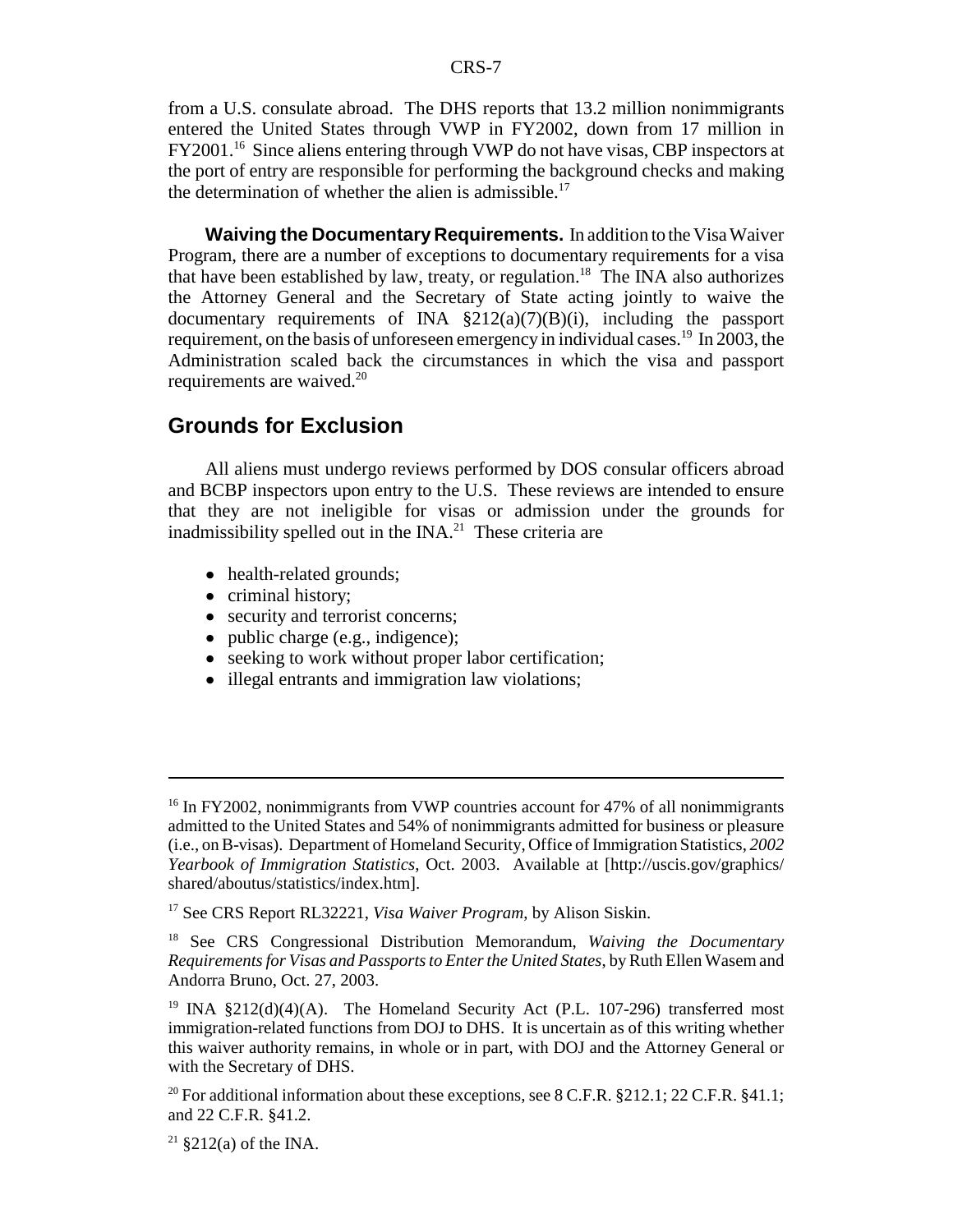from a U.S. consulate abroad. The DHS reports that 13.2 million nonimmigrants entered the United States through VWP in FY2002, down from 17 million in FY2001.[16] Since aliens entering through VWP do not have visas, CBP inspectors at the port of entry are responsible for performing the background checks and making the determination of whether the alien is admissible.[17]

**Waiving the Documentary Requirements.** In addition to the Visa Waiver Program, there are a number of exceptions to documentary requirements for a visa that have been established by law, treaty, or regulation.[18] The INA also authorizes the Attorney General and the Secretary of State acting jointly to waive the documentary requirements of INA §212(a)(7)(B)(i), including the passport requirement, on the basis of unforeseen emergency in individual cases.[19] In 2003, the Administration scaled back the circumstances in which the visa and passport requirements are waived.[20]

## Grounds for Exclusion

All aliens must undergo reviews performed by DOS consular officers abroad and BCBP inspectors upon entry to the U.S. These reviews are intended to ensure that they are not ineligible for visas or admission under the grounds for inadmissibility spelled out in the INA.[21] These criteria are

- health-related grounds;
- criminal history;
- security and terrorist concerns;
- public charge (e.g., indigence);
- seeking to work without proper labor certification;
- illegal entrants and immigration law violations;

---

[16] In FY2002, nonimmigrants from VWP countries account for 47% of all nonimmigrants admitted to the United States and 54% of nonimmigrants admitted for business or pleasure (i.e., on B-visas). Department of Homeland Security, Office of Immigration Statistics, *2002 Yearbook of Immigration Statistics*, Oct. 2003. Available at [http://uscis.gov/graphics/shared/aboutus/statistics/index.htm].

[17] See CRS Report RL32221, *Visa Waiver Program*, by Alison Siskin.

[18] See CRS Congressional Distribution Memorandum, *Waiving the Documentary Requirements for Visas and Passports to Enter the United States*, by Ruth Ellen Wasem and Andorra Bruno, Oct. 27, 2003.

[19] INA §212(d)(4)(A). The Homeland Security Act (P.L. 107-296) transferred most immigration-related functions from DOJ to DHS. It is uncertain as of this writing whether this waiver authority remains, in whole or in part, with DOJ and the Attorney General or with the Secretary of DHS.

[20] For additional information about these exceptions, see 8 C.F.R. §212.1; 22 C.F.R. §41.1; and 22 C.F.R. §41.2.

[21] §212(a) of the INA.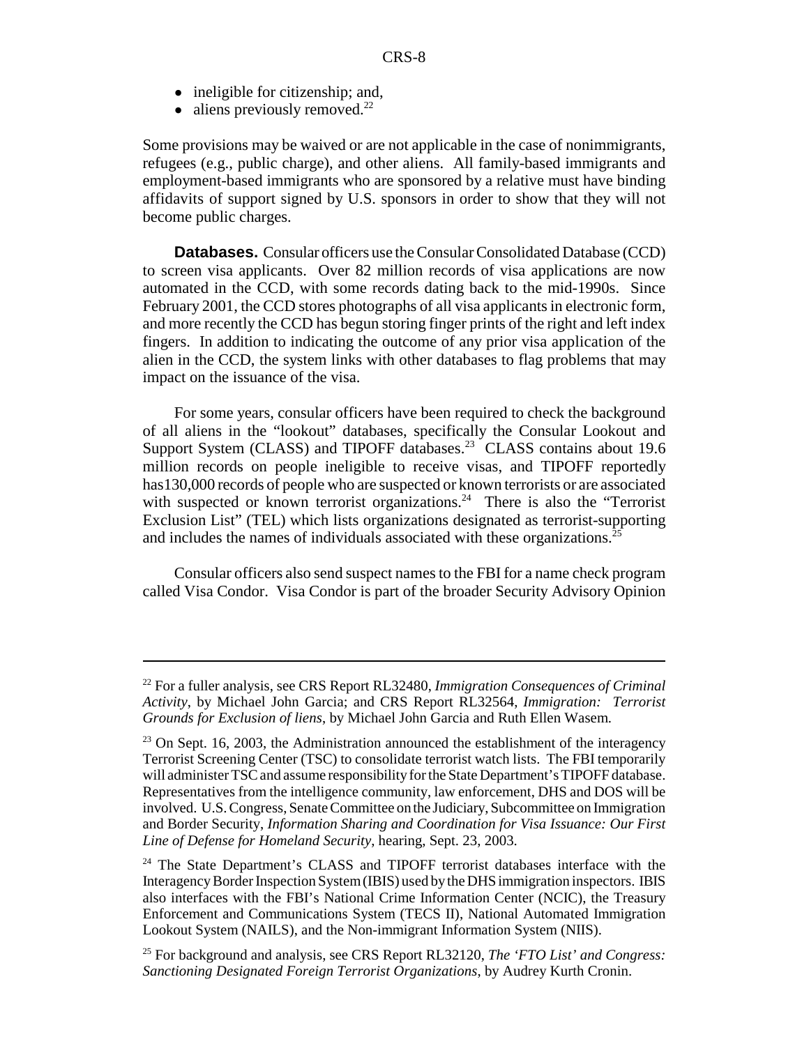- ineligible for citizenship; and,
- aliens previously removed.[22]

Some provisions may be waived or are not applicable in the case of nonimmigrants, refugees (e.g., public charge), and other aliens. All family-based immigrants and employment-based immigrants who are sponsored by a relative must have binding affidavits of support signed by U.S. sponsors in order to show that they will not become public charges.

**Databases.** Consular officers use the Consular Consolidated Database (CCD) to screen visa applicants. Over 82 million records of visa applications are now automated in the CCD, with some records dating back to the mid-1990s. Since February 2001, the CCD stores photographs of all visa applicants in electronic form, and more recently the CCD has begun storing finger prints of the right and left index fingers. In addition to indicating the outcome of any prior visa application of the alien in the CCD, the system links with other databases to flag problems that may impact on the issuance of the visa.

For some years, consular officers have been required to check the background of all aliens in the "lookout" databases, specifically the Consular Lookout and Support System (CLASS) and TIPOFF databases.[23] CLASS contains about 19.6 million records on people ineligible to receive visas, and TIPOFF reportedly has130,000 records of people who are suspected or known terrorists or are associated with suspected or known terrorist organizations.[24] There is also the "Terrorist Exclusion List" (TEL) which lists organizations designated as terrorist-supporting and includes the names of individuals associated with these organizations.[25]

Consular officers also send suspect names to the FBI for a name check program called Visa Condor. Visa Condor is part of the broader Security Advisory Opinion

---

[22] For a fuller analysis, see CRS Report RL32480, *Immigration Consequences of Criminal Activity*, by Michael John Garcia; and CRS Report RL32564, *Immigration: Terrorist Grounds for Exclusion of liens*, by Michael John Garcia and Ruth Ellen Wasem.

[23] On Sept. 16, 2003, the Administration announced the establishment of the interagency Terrorist Screening Center (TSC) to consolidate terrorist watch lists. The FBI temporarily will administer TSC and assume responsibility for the State Department's TIPOFF database. Representatives from the intelligence community, law enforcement, DHS and DOS will be involved. U.S. Congress, Senate Committee on the Judiciary, Subcommittee on Immigration and Border Security, *Information Sharing and Coordination for Visa Issuance: Our First Line of Defense for Homeland Security*, hearing, Sept. 23, 2003.

[24] The State Department's CLASS and TIPOFF terrorist databases interface with the Interagency Border Inspection System (IBIS) used by the DHS immigration inspectors. IBIS also interfaces with the FBI's National Crime Information Center (NCIC), the Treasury Enforcement and Communications System (TECS II), National Automated Immigration Lookout System (NAILS), and the Non-immigrant Information System (NIIS).

[25] For background and analysis, see CRS Report RL32120, *The 'FTO List' and Congress: Sanctioning Designated Foreign Terrorist Organizations*, by Audrey Kurth Cronin.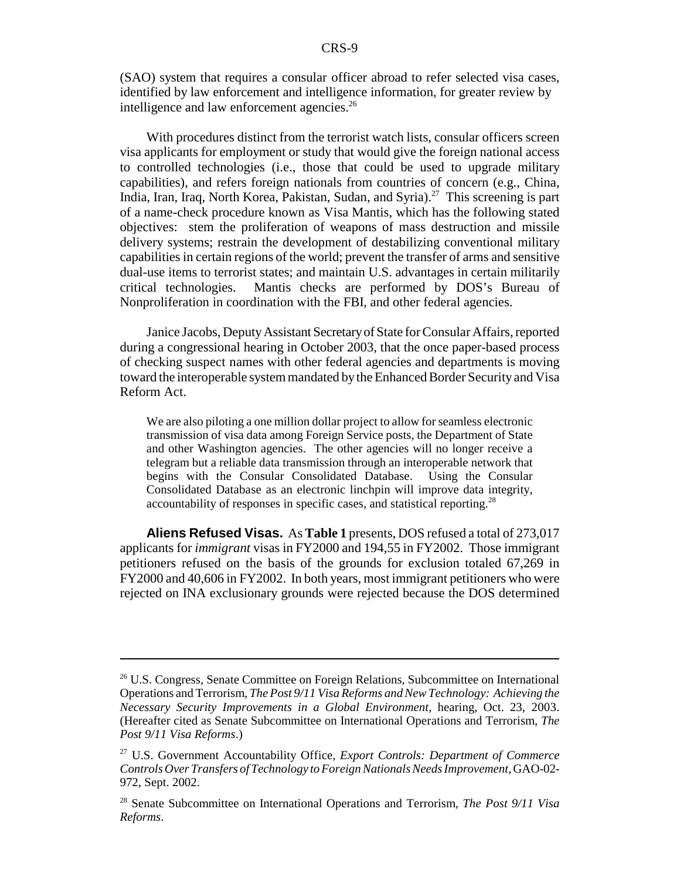(SAO) system that requires a consular officer abroad to refer selected visa cases, identified by law enforcement and intelligence information, for greater review by intelligence and law enforcement agencies.[26]

With procedures distinct from the terrorist watch lists, consular officers screen visa applicants for employment or study that would give the foreign national access to controlled technologies (i.e., those that could be used to upgrade military capabilities), and refers foreign nationals from countries of concern (e.g., China, India, Iran, Iraq, North Korea, Pakistan, Sudan, and Syria).[27] This screening is part of a name-check procedure known as Visa Mantis, which has the following stated objectives: stem the proliferation of weapons of mass destruction and missile delivery systems; restrain the development of destabilizing conventional military capabilities in certain regions of the world; prevent the transfer of arms and sensitive dual-use items to terrorist states; and maintain U.S. advantages in certain militarily critical technologies. Mantis checks are performed by DOS's Bureau of Nonproliferation in coordination with the FBI, and other federal agencies.

Janice Jacobs, Deputy Assistant Secretary of State for Consular Affairs, reported during a congressional hearing in October 2003, that the once paper-based process of checking suspect names with other federal agencies and departments is moving toward the interoperable system mandated by the Enhanced Border Security and Visa Reform Act.

> We are also piloting a one million dollar project to allow for seamless electronic transmission of visa data among Foreign Service posts, the Department of State and other Washington agencies. The other agencies will no longer receive a telegram but a reliable data transmission through an interoperable network that begins with the Consular Consolidated Database. Using the Consular Consolidated Database as an electronic linchpin will improve data integrity, accountability of responses in specific cases, and statistical reporting.[28]

**Aliens Refused Visas.** As **Table 1** presents, DOS refused a total of 273,017 applicants for *immigrant* visas in FY2000 and 194,55 in FY2002. Those immigrant petitioners refused on the basis of the grounds for exclusion totaled 67,269 in FY2000 and 40,606 in FY2002. In both years, most immigrant petitioners who were rejected on INA exclusionary grounds were rejected because the DOS determined

---

[26] U.S. Congress, Senate Committee on Foreign Relations, Subcommittee on International Operations and Terrorism, *The Post 9/11 Visa Reforms and New Technology: Achieving the Necessary Security Improvements in a Global Environment*, hearing, Oct. 23, 2003. (Hereafter cited as Senate Subcommittee on International Operations and Terrorism, *The Post 9/11 Visa Reforms*.)

[27] U.S. Government Accountability Office, *Export Controls: Department of Commerce Controls Over Transfers of Technology to Foreign Nationals Needs Improvement*, GAO-02-972, Sept. 2002.

[28] Senate Subcommittee on International Operations and Terrorism, *The Post 9/11 Visa Reforms*.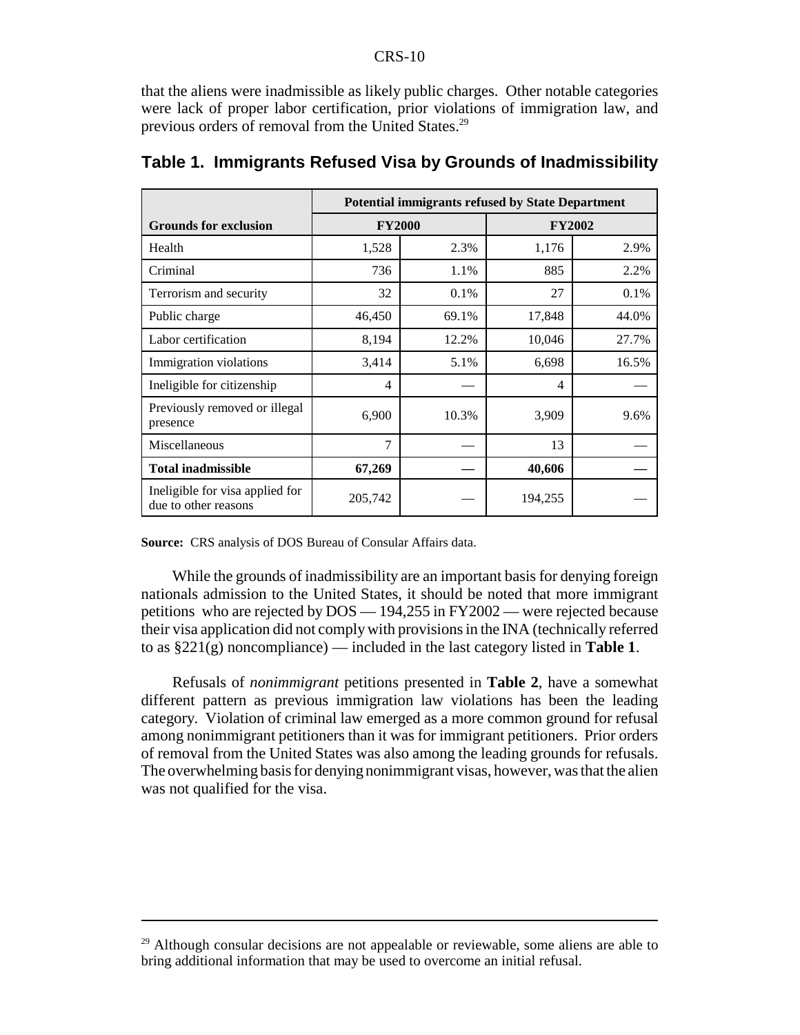that the aliens were inadmissible as likely public charges. Other notable categories were lack of proper labor certification, prior violations of immigration law, and previous orders of removal from the United States.[29]

## Table 1. Immigrants Refused Visa by Grounds of Inadmissibility

| | Potential immigrants refused by State Department | | | |
|---|---|---|---|---|
| **Grounds for exclusion** | **FY2000** | | **FY2002** | |
| Health | 1,528 | 2.3% | 1,176 | 2.9% |
| Criminal | 736 | 1.1% | 885 | 2.2% |
| Terrorism and security | 32 | 0.1% | 27 | 0.1% |
| Public charge | 46,450 | 69.1% | 17,848 | 44.0% |
| Labor certification | 8,194 | 12.2% | 10,046 | 27.7% |
| Immigration violations | 3,414 | 5.1% | 6,698 | 16.5% |
| Ineligible for citizenship | 4 | — | 4 | — |
| Previously removed or illegal presence | 6,900 | 10.3% | 3,909 | 9.6% |
| Miscellaneous | 7 | — | 13 | — |
| **Total inadmissible** | **67,269** | **—** | **40,606** | **—** |
| Ineligible for visa applied for due to other reasons | 205,742 | — | 194,255 | — |

**Source:** CRS analysis of DOS Bureau of Consular Affairs data.

While the grounds of inadmissibility are an important basis for denying foreign nationals admission to the United States, it should be noted that more immigrant petitions who are rejected by DOS — 194,255 in FY2002 — were rejected because their visa application did not comply with provisions in the INA (technically referred to as §221(g) noncompliance) — included in the last category listed in **Table 1**.

Refusals of *nonimmigrant* petitions presented in **Table 2**, have a somewhat different pattern as previous immigration law violations has been the leading category. Violation of criminal law emerged as a more common ground for refusal among nonimmigrant petitioners than it was for immigrant petitioners. Prior orders of removal from the United States was also among the leading grounds for refusals. The overwhelming basis for denying nonimmigrant visas, however, was that the alien was not qualified for the visa.

---

[29] Although consular decisions are not appealable or reviewable, some aliens are able to bring additional information that may be used to overcome an initial refusal.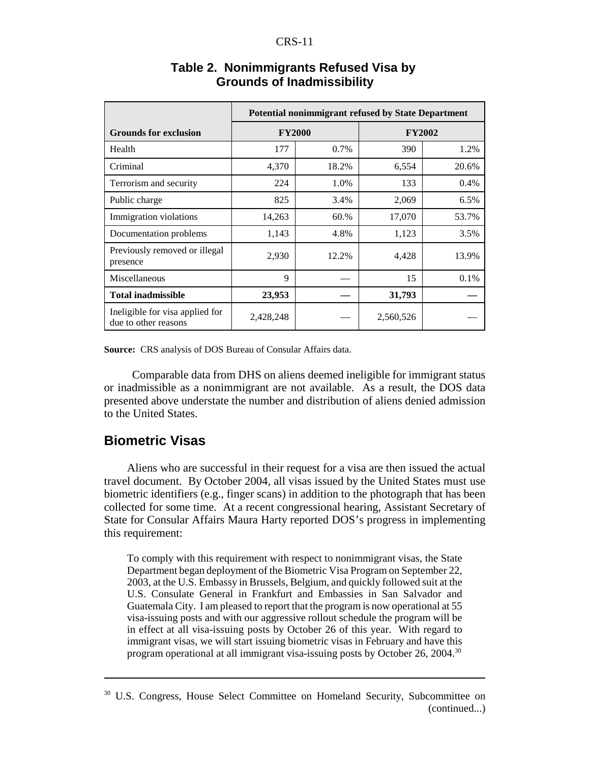**Table 2. Nonimmigrants Refused Visa by Grounds of Inadmissibility**

| | Potential nonimmigrant refused by State Department | | | |
|---|---|---|---|---|
| **Grounds for exclusion** | **FY2000** | | **FY2002** | |
| Health | 177 | 0.7% | 390 | 1.2% |
| Criminal | 4,370 | 18.2% | 6,554 | 20.6% |
| Terrorism and security | 224 | 1.0% | 133 | 0.4% |
| Public charge | 825 | 3.4% | 2,069 | 6.5% |
| Immigration violations | 14,263 | 60.% | 17,070 | 53.7% |
| Documentation problems | 1,143 | 4.8% | 1,123 | 3.5% |
| Previously removed or illegal presence | 2,930 | 12.2% | 4,428 | 13.9% |
| Miscellaneous | 9 | — | 15 | 0.1% |
| **Total inadmissible** | **23,953** | **—** | **31,793** | **—** |
| Ineligible for visa applied for due to other reasons | 2,428,248 | — | 2,560,526 | — |

**Source:** CRS analysis of DOS Bureau of Consular Affairs data.

Comparable data from DHS on aliens deemed ineligible for immigrant status or inadmissible as a nonimmigrant are not available. As a result, the DOS data presented above understate the number and distribution of aliens denied admission to the United States.

## Biometric Visas

Aliens who are successful in their request for a visa are then issued the actual travel document. By October 2004, all visas issued by the United States must use biometric identifiers (e.g., finger scans) in addition to the photograph that has been collected for some time. At a recent congressional hearing, Assistant Secretary of State for Consular Affairs Maura Harty reported DOS's progress in implementing this requirement:

> To comply with this requirement with respect to nonimmigrant visas, the State Department began deployment of the Biometric Visa Program on September 22, 2003, at the U.S. Embassy in Brussels, Belgium, and quickly followed suit at the U.S. Consulate General in Frankfurt and Embassies in San Salvador and Guatemala City. I am pleased to report that the program is now operational at 55 visa-issuing posts and with our aggressive rollout schedule the program will be in effect at all visa-issuing posts by October 26 of this year. With regard to immigrant visas, we will start issuing biometric visas in February and have this program operational at all immigrant visa-issuing posts by October 26, 2004.[30]

---

[30] U.S. Congress, House Select Committee on Homeland Security, Subcommittee on (continued...)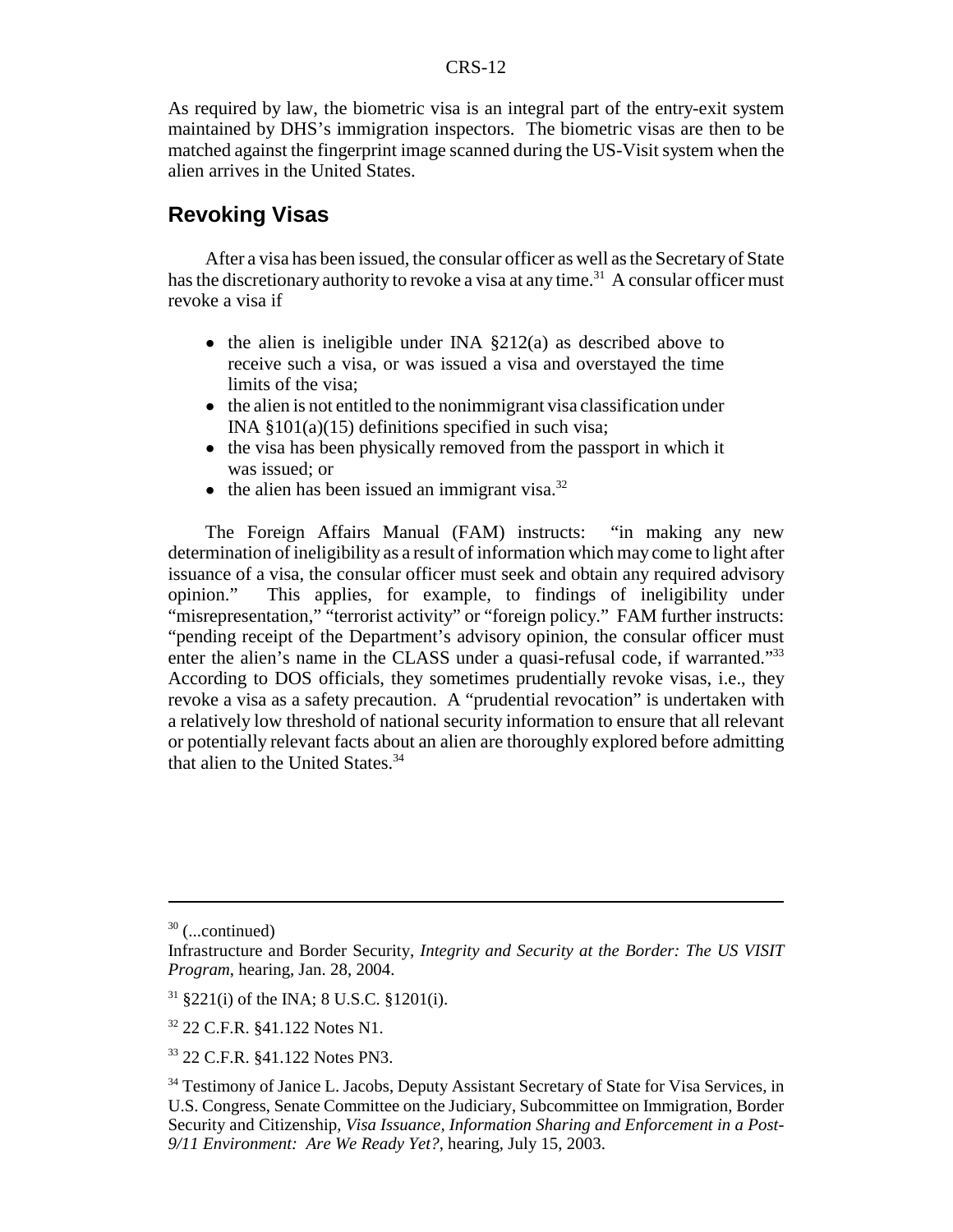As required by law, the biometric visa is an integral part of the entry-exit system maintained by DHS's immigration inspectors. The biometric visas are then to be matched against the fingerprint image scanned during the US-Visit system when the alien arrives in the United States.

## Revoking Visas

After a visa has been issued, the consular officer as well as the Secretary of State has the discretionary authority to revoke a visa at any time.[31] A consular officer must revoke a visa if

- the alien is ineligible under INA §212(a) as described above to receive such a visa, or was issued a visa and overstayed the time limits of the visa;
- the alien is not entitled to the nonimmigrant visa classification under INA §101(a)(15) definitions specified in such visa;
- the visa has been physically removed from the passport in which it was issued; or
- the alien has been issued an immigrant visa.[32]

The Foreign Affairs Manual (FAM) instructs: "in making any new determination of ineligibility as a result of information which may come to light after issuance of a visa, the consular officer must seek and obtain any required advisory opinion." This applies, for example, to findings of ineligibility under "misrepresentation," "terrorist activity" or "foreign policy." FAM further instructs: "pending receipt of the Department's advisory opinion, the consular officer must enter the alien's name in the CLASS under a quasi-refusal code, if warranted."[33] According to DOS officials, they sometimes prudentially revoke visas, i.e., they revoke a visa as a safety precaution. A "prudential revocation" is undertaken with a relatively low threshold of national security information to ensure that all relevant or potentially relevant facts about an alien are thoroughly explored before admitting that alien to the United States.[34]

---

[30] (...continued)
Infrastructure and Border Security, *Integrity and Security at the Border: The US VISIT Program*, hearing, Jan. 28, 2004.

[31] §221(i) of the INA; 8 U.S.C. §1201(i).

[32] 22 C.F.R. §41.122 Notes N1.

[33] 22 C.F.R. §41.122 Notes PN3.

[34] Testimony of Janice L. Jacobs, Deputy Assistant Secretary of State for Visa Services, in U.S. Congress, Senate Committee on the Judiciary, Subcommittee on Immigration, Border Security and Citizenship, *Visa Issuance, Information Sharing and Enforcement in a Post-9/11 Environment: Are We Ready Yet?*, hearing, July 15, 2003.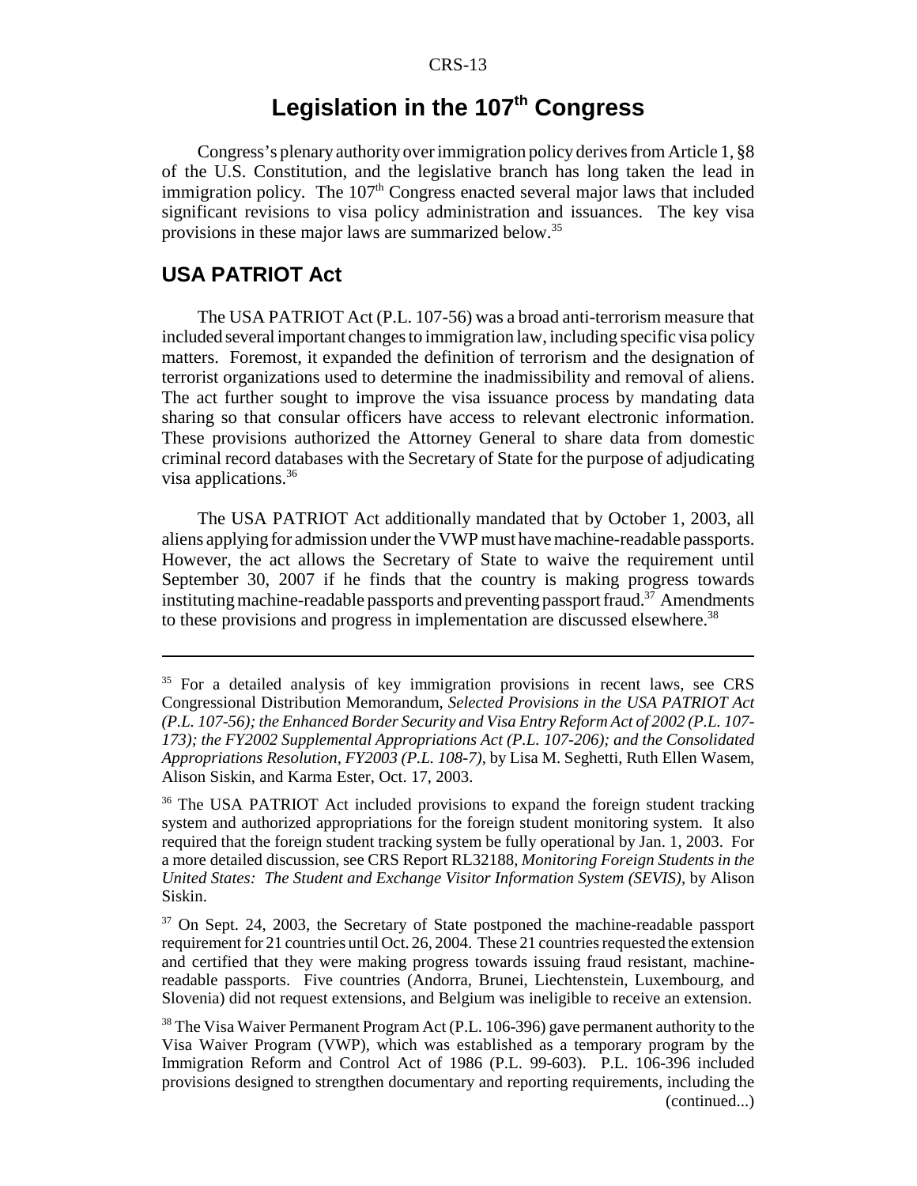# Legislation in the 107th Congress

Congress's plenary authority over immigration policy derives from Article 1, §8 of the U.S. Constitution, and the legislative branch has long taken the lead in immigration policy. The 107th Congress enacted several major laws that included significant revisions to visa policy administration and issuances. The key visa provisions in these major laws are summarized below.[35]

## USA PATRIOT Act

The USA PATRIOT Act (P.L. 107-56) was a broad anti-terrorism measure that included several important changes to immigration law, including specific visa policy matters. Foremost, it expanded the definition of terrorism and the designation of terrorist organizations used to determine the inadmissibility and removal of aliens. The act further sought to improve the visa issuance process by mandating data sharing so that consular officers have access to relevant electronic information. These provisions authorized the Attorney General to share data from domestic criminal record databases with the Secretary of State for the purpose of adjudicating visa applications.[36]

The USA PATRIOT Act additionally mandated that by October 1, 2003, all aliens applying for admission under the VWP must have machine-readable passports. However, the act allows the Secretary of State to waive the requirement until September 30, 2007 if he finds that the country is making progress towards instituting machine-readable passports and preventing passport fraud.[37] Amendments to these provisions and progress in implementation are discussed elsewhere.[38]

---

[35] For a detailed analysis of key immigration provisions in recent laws, see CRS Congressional Distribution Memorandum, *Selected Provisions in the USA PATRIOT Act (P.L. 107-56); the Enhanced Border Security and Visa Entry Reform Act of 2002 (P.L. 107-173); the FY2002 Supplemental Appropriations Act (P.L. 107-206); and the Consolidated Appropriations Resolution, FY2003 (P.L. 108-7)*, by Lisa M. Seghetti, Ruth Ellen Wasem, Alison Siskin, and Karma Ester, Oct. 17, 2003.

[36] The USA PATRIOT Act included provisions to expand the foreign student tracking system and authorized appropriations for the foreign student monitoring system. It also required that the foreign student tracking system be fully operational by Jan. 1, 2003. For a more detailed discussion, see CRS Report RL32188, *Monitoring Foreign Students in the United States: The Student and Exchange Visitor Information System (SEVIS)*, by Alison Siskin.

[37] On Sept. 24, 2003, the Secretary of State postponed the machine-readable passport requirement for 21 countries until Oct. 26, 2004. These 21 countries requested the extension and certified that they were making progress towards issuing fraud resistant, machine-readable passports. Five countries (Andorra, Brunei, Liechtenstein, Luxembourg, and Slovenia) did not request extensions, and Belgium was ineligible to receive an extension.

[38] The Visa Waiver Permanent Program Act (P.L. 106-396) gave permanent authority to the Visa Waiver Program (VWP), which was established as a temporary program by the Immigration Reform and Control Act of 1986 (P.L. 99-603). P.L. 106-396 included provisions designed to strengthen documentary and reporting requirements, including the (continued...)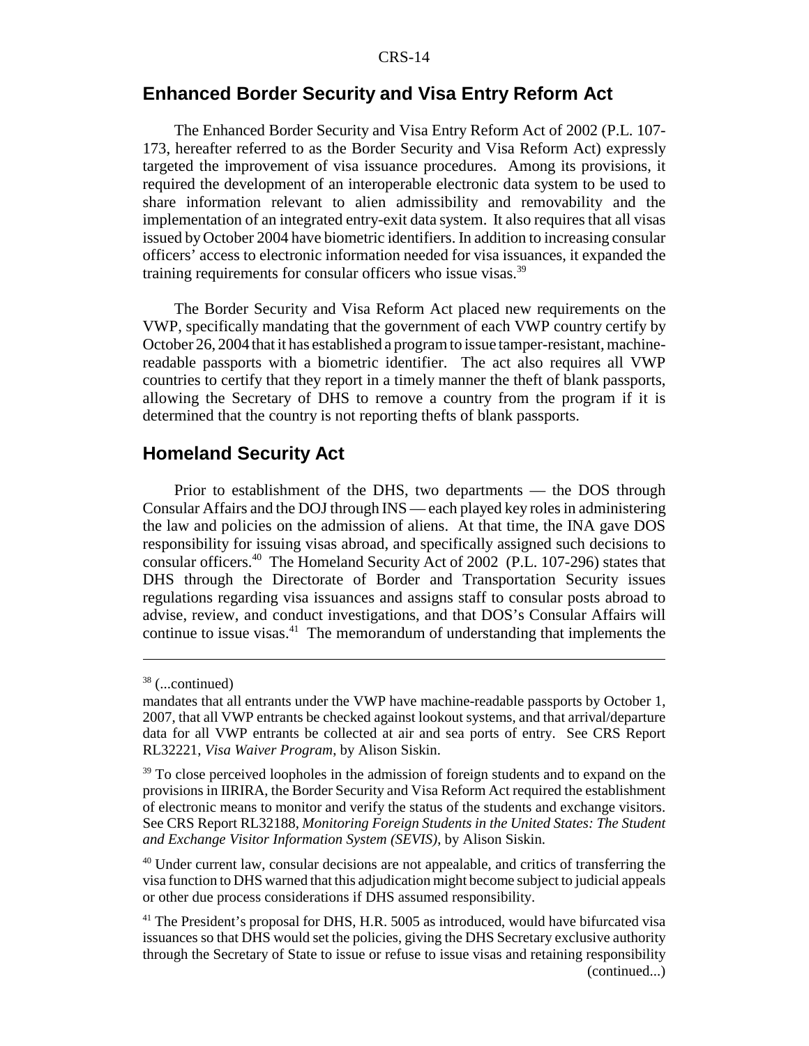## Enhanced Border Security and Visa Entry Reform Act

The Enhanced Border Security and Visa Entry Reform Act of 2002 (P.L. 107-173, hereafter referred to as the Border Security and Visa Reform Act) expressly targeted the improvement of visa issuance procedures. Among its provisions, it required the development of an interoperable electronic data system to be used to share information relevant to alien admissibility and removability and the implementation of an integrated entry-exit data system. It also requires that all visas issued by October 2004 have biometric identifiers. In addition to increasing consular officers' access to electronic information needed for visa issuances, it expanded the training requirements for consular officers who issue visas.[39]

The Border Security and Visa Reform Act placed new requirements on the VWP, specifically mandating that the government of each VWP country certify by October 26, 2004 that it has established a program to issue tamper-resistant, machine-readable passports with a biometric identifier. The act also requires all VWP countries to certify that they report in a timely manner the theft of blank passports, allowing the Secretary of DHS to remove a country from the program if it is determined that the country is not reporting thefts of blank passports.

## Homeland Security Act

Prior to establishment of the DHS, two departments — the DOS through Consular Affairs and the DOJ through INS — each played key roles in administering the law and policies on the admission of aliens. At that time, the INA gave DOS responsibility for issuing visas abroad, and specifically assigned such decisions to consular officers.[40] The Homeland Security Act of 2002 (P.L. 107-296) states that DHS through the Directorate of Border and Transportation Security issues regulations regarding visa issuances and assigns staff to consular posts abroad to advise, review, and conduct investigations, and that DOS's Consular Affairs will continue to issue visas.[41] The memorandum of understanding that implements the

---

[38] (...continued)

mandates that all entrants under the VWP have machine-readable passports by October 1, 2007, that all VWP entrants be checked against lookout systems, and that arrival/departure data for all VWP entrants be collected at air and sea ports of entry. See CRS Report RL32221, *Visa Waiver Program*, by Alison Siskin.

[39] To close perceived loopholes in the admission of foreign students and to expand on the provisions in IIRIRA, the Border Security and Visa Reform Act required the establishment of electronic means to monitor and verify the status of the students and exchange visitors. See CRS Report RL32188, *Monitoring Foreign Students in the United States: The Student and Exchange Visitor Information System (SEVIS)*, by Alison Siskin.

[40] Under current law, consular decisions are not appealable, and critics of transferring the visa function to DHS warned that this adjudication might become subject to judicial appeals or other due process considerations if DHS assumed responsibility.

[41] The President's proposal for DHS, H.R. 5005 as introduced, would have bifurcated visa issuances so that DHS would set the policies, giving the DHS Secretary exclusive authority through the Secretary of State to issue or refuse to issue visas and retaining responsibility (continued...)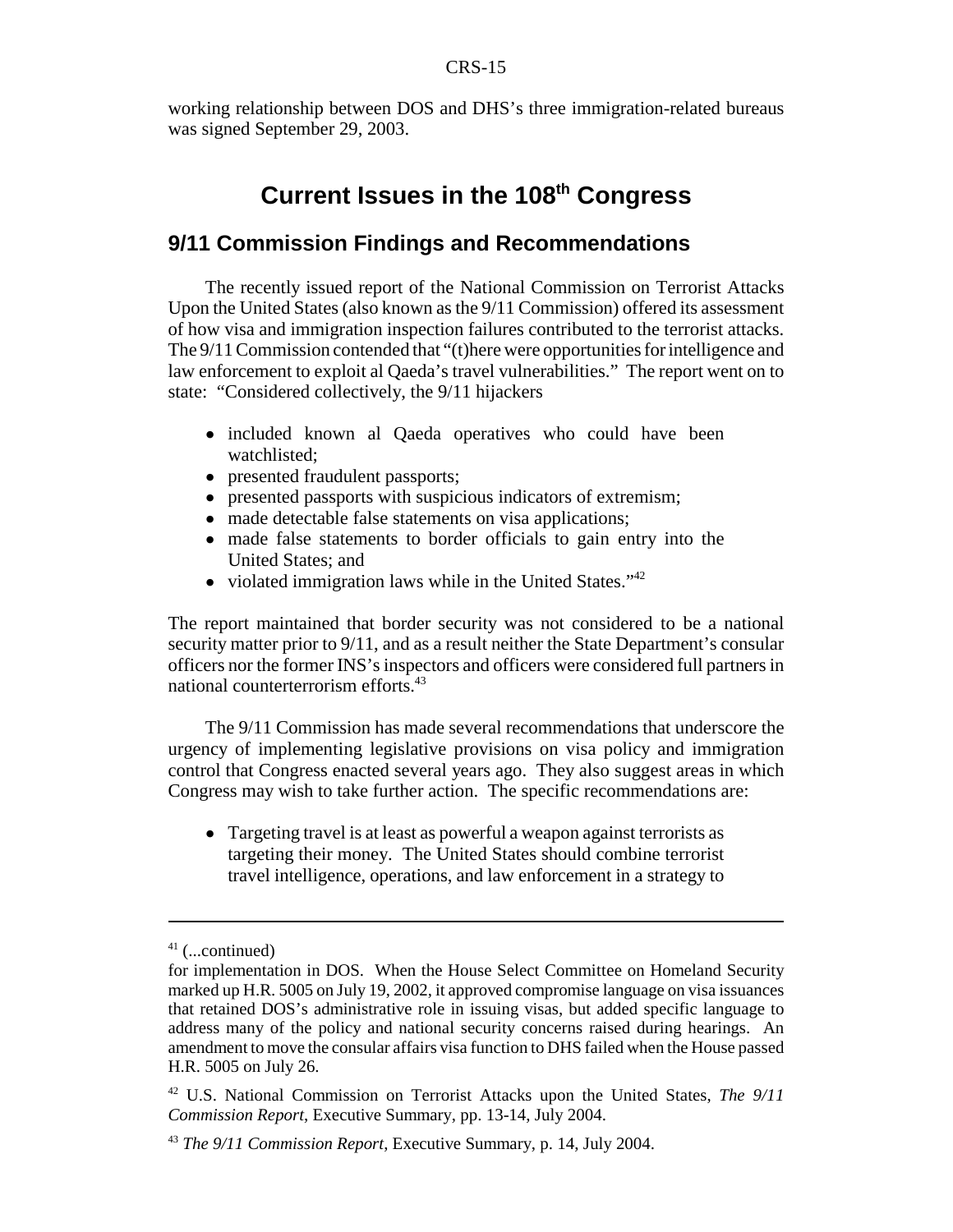working relationship between DOS and DHS's three immigration-related bureaus was signed September 29, 2003.

# Current Issues in the 108th Congress

## 9/11 Commission Findings and Recommendations

The recently issued report of the National Commission on Terrorist Attacks Upon the United States (also known as the 9/11 Commission) offered its assessment of how visa and immigration inspection failures contributed to the terrorist attacks. The 9/11 Commission contended that "(t)here were opportunities for intelligence and law enforcement to exploit al Qaeda's travel vulnerabilities." The report went on to state: "Considered collectively, the 9/11 hijackers

- included known al Qaeda operatives who could have been watchlisted;
- presented fraudulent passports;
- presented passports with suspicious indicators of extremism;
- made detectable false statements on visa applications;
- made false statements to border officials to gain entry into the United States; and
- violated immigration laws while in the United States."[42]

The report maintained that border security was not considered to be a national security matter prior to 9/11, and as a result neither the State Department's consular officers nor the former INS's inspectors and officers were considered full partners in national counterterrorism efforts.[43]

The 9/11 Commission has made several recommendations that underscore the urgency of implementing legislative provisions on visa policy and immigration control that Congress enacted several years ago. They also suggest areas in which Congress may wish to take further action. The specific recommendations are:

- Targeting travel is at least as powerful a weapon against terrorists as targeting their money. The United States should combine terrorist travel intelligence, operations, and law enforcement in a strategy to

---

[41] (...continued)
for implementation in DOS. When the House Select Committee on Homeland Security marked up H.R. 5005 on July 19, 2002, it approved compromise language on visa issuances that retained DOS's administrative role in issuing visas, but added specific language to address many of the policy and national security concerns raised during hearings. An amendment to move the consular affairs visa function to DHS failed when the House passed H.R. 5005 on July 26.

[42] U.S. National Commission on Terrorist Attacks upon the United States, *The 9/11 Commission Report*, Executive Summary, pp. 13-14, July 2004.

[43] *The 9/11 Commission Report*, Executive Summary, p. 14, July 2004.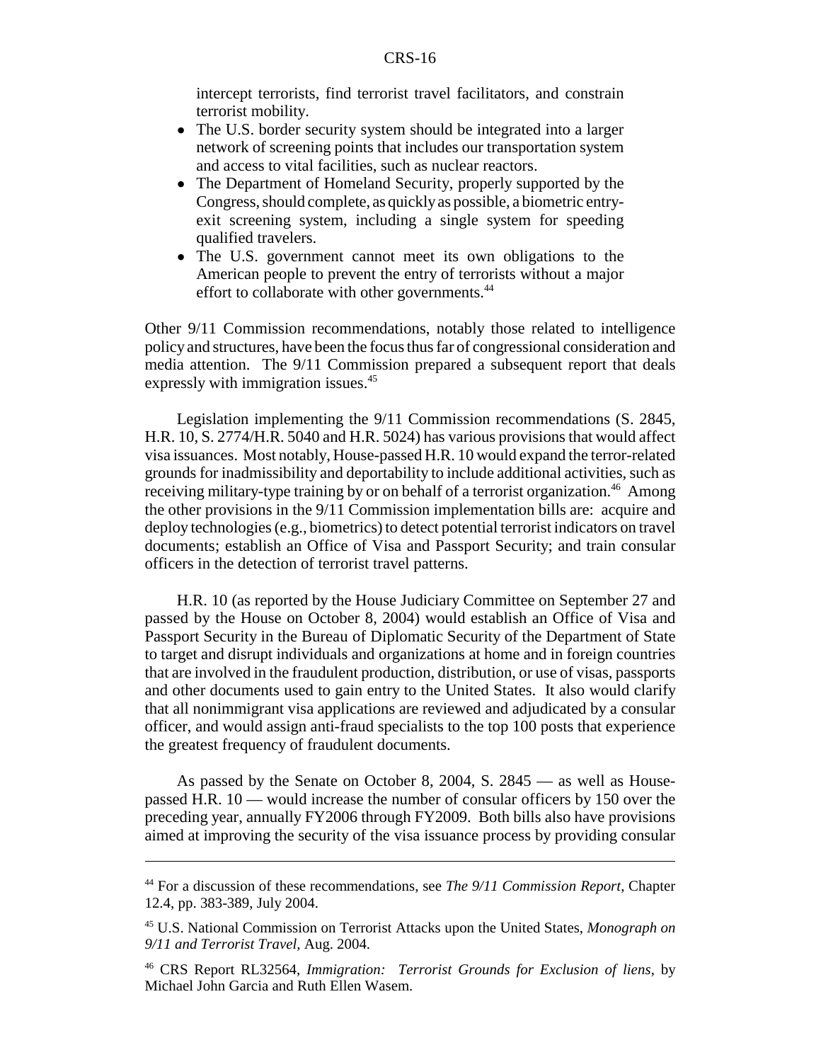intercept terrorists, find terrorist travel facilitators, and constrain terrorist mobility.

- The U.S. border security system should be integrated into a larger network of screening points that includes our transportation system and access to vital facilities, such as nuclear reactors.
- The Department of Homeland Security, properly supported by the Congress, should complete, as quickly as possible, a biometric entry-exit screening system, including a single system for speeding qualified travelers.
- The U.S. government cannot meet its own obligations to the American people to prevent the entry of terrorists without a major effort to collaborate with other governments.[44]

Other 9/11 Commission recommendations, notably those related to intelligence policy and structures, have been the focus thus far of congressional consideration and media attention. The 9/11 Commission prepared a subsequent report that deals expressly with immigration issues.[45]

Legislation implementing the 9/11 Commission recommendations (S. 2845, H.R. 10, S. 2774/H.R. 5040 and H.R. 5024) has various provisions that would affect visa issuances. Most notably, House-passed H.R. 10 would expand the terror-related grounds for inadmissibility and deportability to include additional activities, such as receiving military-type training by or on behalf of a terrorist organization.[46] Among the other provisions in the 9/11 Commission implementation bills are: acquire and deploy technologies (e.g., biometrics) to detect potential terrorist indicators on travel documents; establish an Office of Visa and Passport Security; and train consular officers in the detection of terrorist travel patterns.

H.R. 10 (as reported by the House Judiciary Committee on September 27 and passed by the House on October 8, 2004) would establish an Office of Visa and Passport Security in the Bureau of Diplomatic Security of the Department of State to target and disrupt individuals and organizations at home and in foreign countries that are involved in the fraudulent production, distribution, or use of visas, passports and other documents used to gain entry to the United States. It also would clarify that all nonimmigrant visa applications are reviewed and adjudicated by a consular officer, and would assign anti-fraud specialists to the top 100 posts that experience the greatest frequency of fraudulent documents.

As passed by the Senate on October 8, 2004, S. 2845 — as well as House-passed H.R. 10 — would increase the number of consular officers by 150 over the preceding year, annually FY2006 through FY2009. Both bills also have provisions aimed at improving the security of the visa issuance process by providing consular

---

[44] For a discussion of these recommendations, see *The 9/11 Commission Report*, Chapter 12.4, pp. 383-389, July 2004.

[45] U.S. National Commission on Terrorist Attacks upon the United States, *Monograph on 9/11 and Terrorist Travel*, Aug. 2004.

[46] CRS Report RL32564, *Immigration: Terrorist Grounds for Exclusion of liens*, by Michael John Garcia and Ruth Ellen Wasem.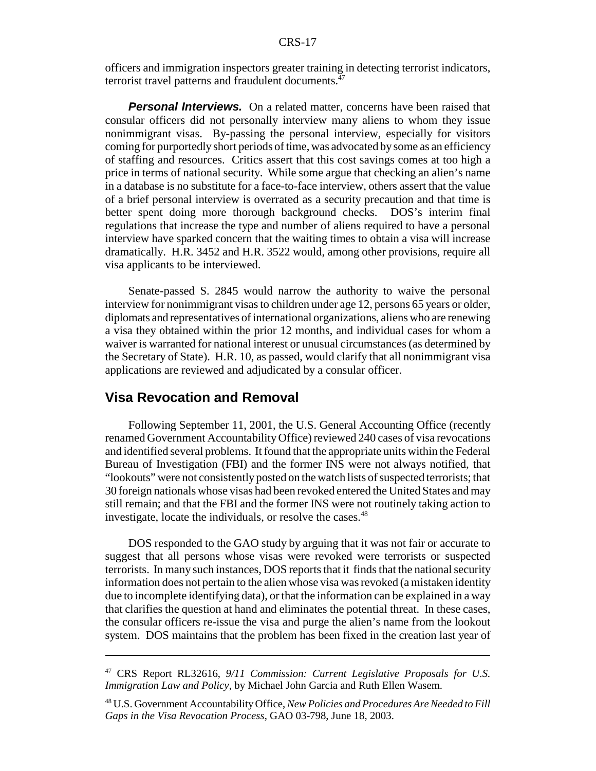officers and immigration inspectors greater training in detecting terrorist indicators, terrorist travel patterns and fraudulent documents.[47]

***Personal Interviews.*** On a related matter, concerns have been raised that consular officers did not personally interview many aliens to whom they issue nonimmigrant visas. By-passing the personal interview, especially for visitors coming for purportedly short periods of time, was advocated by some as an efficiency of staffing and resources. Critics assert that this cost savings comes at too high a price in terms of national security. While some argue that checking an alien's name in a database is no substitute for a face-to-face interview, others assert that the value of a brief personal interview is overrated as a security precaution and that time is better spent doing more thorough background checks. DOS's interim final regulations that increase the type and number of aliens required to have a personal interview have sparked concern that the waiting times to obtain a visa will increase dramatically. H.R. 3452 and H.R. 3522 would, among other provisions, require all visa applicants to be interviewed.

Senate-passed S. 2845 would narrow the authority to waive the personal interview for nonimmigrant visas to children under age 12, persons 65 years or older, diplomats and representatives of international organizations, aliens who are renewing a visa they obtained within the prior 12 months, and individual cases for whom a waiver is warranted for national interest or unusual circumstances (as determined by the Secretary of State). H.R. 10, as passed, would clarify that all nonimmigrant visa applications are reviewed and adjudicated by a consular officer.

## Visa Revocation and Removal

Following September 11, 2001, the U.S. General Accounting Office (recently renamed Government Accountability Office) reviewed 240 cases of visa revocations and identified several problems. It found that the appropriate units within the Federal Bureau of Investigation (FBI) and the former INS were not always notified, that "lookouts" were not consistently posted on the watch lists of suspected terrorists; that 30 foreign nationals whose visas had been revoked entered the United States and may still remain; and that the FBI and the former INS were not routinely taking action to investigate, locate the individuals, or resolve the cases.[48]

DOS responded to the GAO study by arguing that it was not fair or accurate to suggest that all persons whose visas were revoked were terrorists or suspected terrorists. In many such instances, DOS reports that it finds that the national security information does not pertain to the alien whose visa was revoked (a mistaken identity due to incomplete identifying data), or that the information can be explained in a way that clarifies the question at hand and eliminates the potential threat. In these cases, the consular officers re-issue the visa and purge the alien's name from the lookout system. DOS maintains that the problem has been fixed in the creation last year of

---

[47] CRS Report RL32616, *9/11 Commission: Current Legislative Proposals for U.S. Immigration Law and Policy*, by Michael John Garcia and Ruth Ellen Wasem.

[48] U.S. Government Accountability Office, *New Policies and Procedures Are Needed to Fill Gaps in the Visa Revocation Process*, GAO 03-798, June 18, 2003.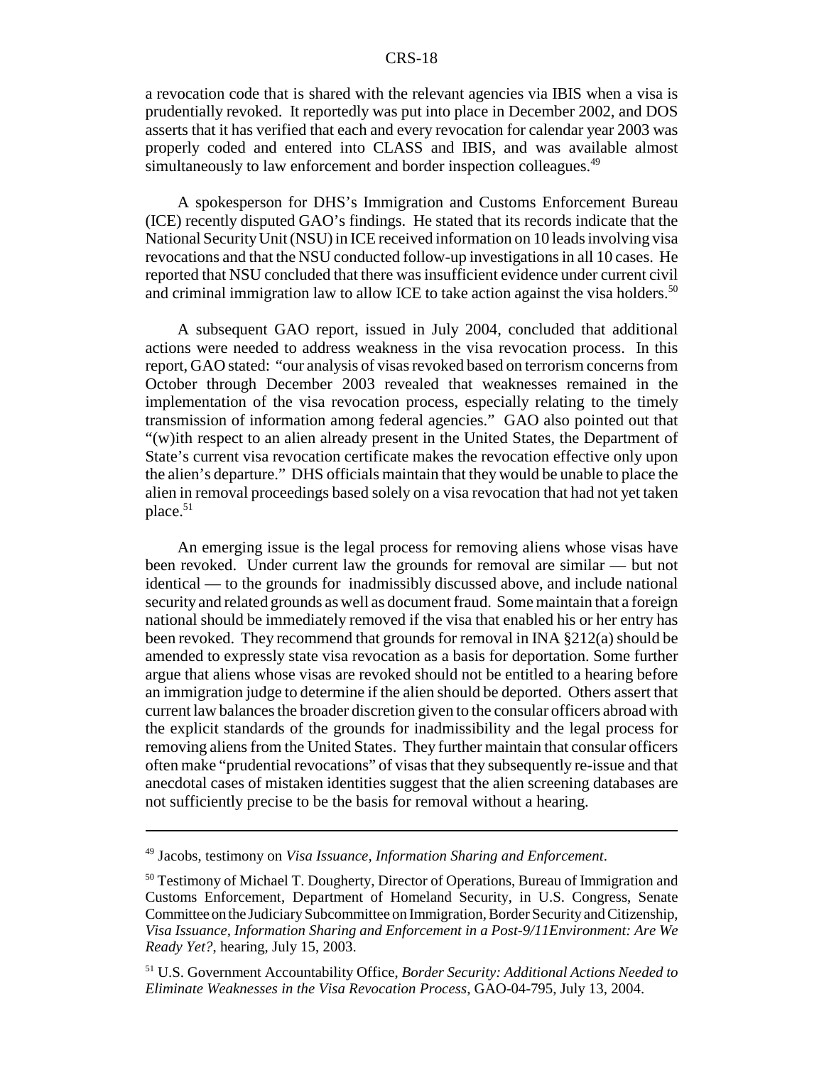a revocation code that is shared with the relevant agencies via IBIS when a visa is prudentially revoked. It reportedly was put into place in December 2002, and DOS asserts that it has verified that each and every revocation for calendar year 2003 was properly coded and entered into CLASS and IBIS, and was available almost simultaneously to law enforcement and border inspection colleagues.[49]

A spokesperson for DHS's Immigration and Customs Enforcement Bureau (ICE) recently disputed GAO's findings. He stated that its records indicate that the National Security Unit (NSU) in ICE received information on 10 leads involving visa revocations and that the NSU conducted follow-up investigations in all 10 cases. He reported that NSU concluded that there was insufficient evidence under current civil and criminal immigration law to allow ICE to take action against the visa holders.[50]

A subsequent GAO report, issued in July 2004, concluded that additional actions were needed to address weakness in the visa revocation process. In this report, GAO stated: "our analysis of visas revoked based on terrorism concerns from October through December 2003 revealed that weaknesses remained in the implementation of the visa revocation process, especially relating to the timely transmission of information among federal agencies." GAO also pointed out that "(w)ith respect to an alien already present in the United States, the Department of State's current visa revocation certificate makes the revocation effective only upon the alien's departure." DHS officials maintain that they would be unable to place the alien in removal proceedings based solely on a visa revocation that had not yet taken place.[51]

An emerging issue is the legal process for removing aliens whose visas have been revoked. Under current law the grounds for removal are similar — but not identical — to the grounds for inadmissibly discussed above, and include national security and related grounds as well as document fraud. Some maintain that a foreign national should be immediately removed if the visa that enabled his or her entry has been revoked. They recommend that grounds for removal in INA §212(a) should be amended to expressly state visa revocation as a basis for deportation. Some further argue that aliens whose visas are revoked should not be entitled to a hearing before an immigration judge to determine if the alien should be deported. Others assert that current law balances the broader discretion given to the consular officers abroad with the explicit standards of the grounds for inadmissibility and the legal process for removing aliens from the United States. They further maintain that consular officers often make "prudential revocations" of visas that they subsequently re-issue and that anecdotal cases of mistaken identities suggest that the alien screening databases are not sufficiently precise to be the basis for removal without a hearing.

---

[49] Jacobs, testimony on *Visa Issuance, Information Sharing and Enforcement*.

[50] Testimony of Michael T. Dougherty, Director of Operations, Bureau of Immigration and Customs Enforcement, Department of Homeland Security, in U.S. Congress, Senate Committee on the Judiciary Subcommittee on Immigration, Border Security and Citizenship, *Visa Issuance, Information Sharing and Enforcement in a Post-9/11Environment: Are We Ready Yet?*, hearing, July 15, 2003.

[51] U.S. Government Accountability Office, *Border Security: Additional Actions Needed to Eliminate Weaknesses in the Visa Revocation Process*, GAO-04-795, July 13, 2004.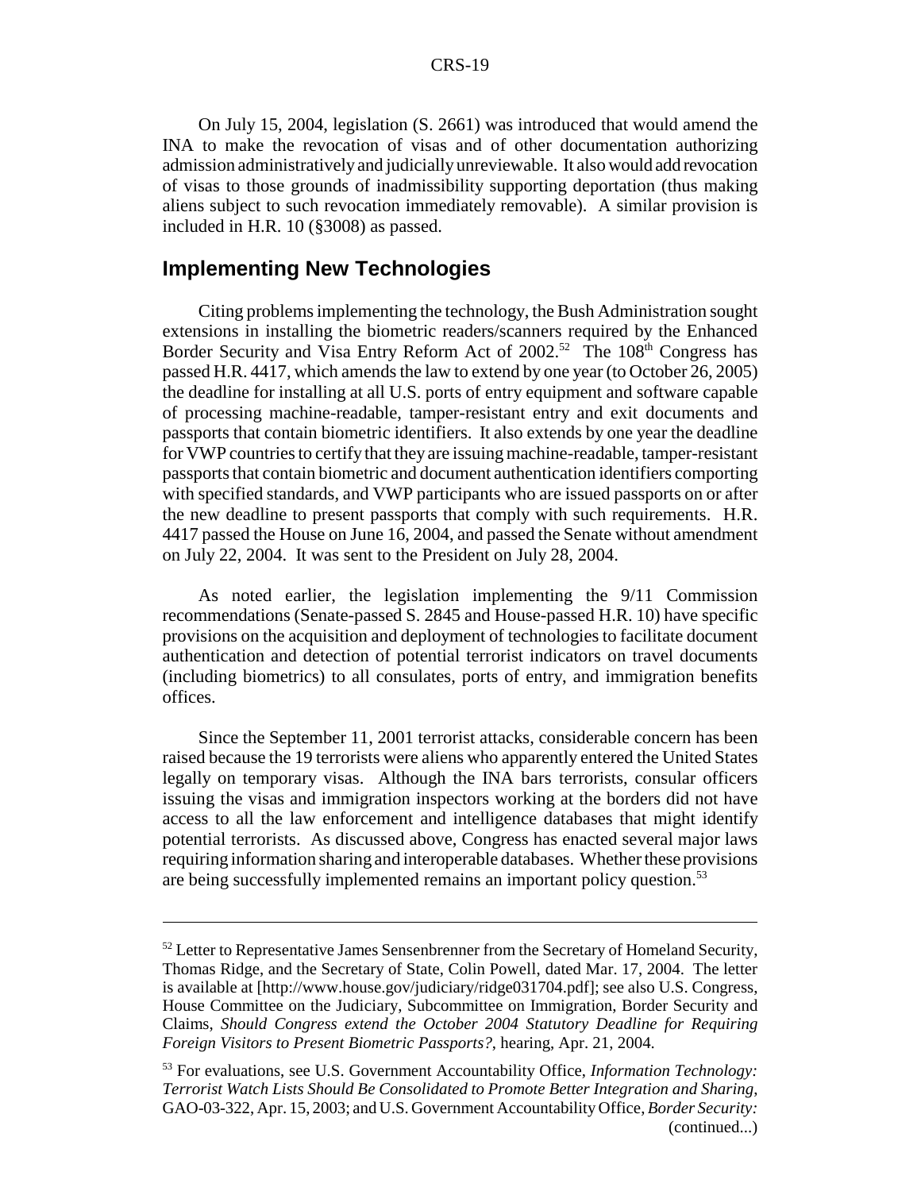On July 15, 2004, legislation (S. 2661) was introduced that would amend the INA to make the revocation of visas and of other documentation authorizing admission administratively and judicially unreviewable. It also would add revocation of visas to those grounds of inadmissibility supporting deportation (thus making aliens subject to such revocation immediately removable). A similar provision is included in H.R. 10 (§3008) as passed.

## Implementing New Technologies

Citing problems implementing the technology, the Bush Administration sought extensions in installing the biometric readers/scanners required by the Enhanced Border Security and Visa Entry Reform Act of 2002.[52] The 108th Congress has passed H.R. 4417, which amends the law to extend by one year (to October 26, 2005) the deadline for installing at all U.S. ports of entry equipment and software capable of processing machine-readable, tamper-resistant entry and exit documents and passports that contain biometric identifiers. It also extends by one year the deadline for VWP countries to certify that they are issuing machine-readable, tamper-resistant passports that contain biometric and document authentication identifiers comporting with specified standards, and VWP participants who are issued passports on or after the new deadline to present passports that comply with such requirements. H.R. 4417 passed the House on June 16, 2004, and passed the Senate without amendment on July 22, 2004. It was sent to the President on July 28, 2004.

As noted earlier, the legislation implementing the 9/11 Commission recommendations (Senate-passed S. 2845 and House-passed H.R. 10) have specific provisions on the acquisition and deployment of technologies to facilitate document authentication and detection of potential terrorist indicators on travel documents (including biometrics) to all consulates, ports of entry, and immigration benefits offices.

Since the September 11, 2001 terrorist attacks, considerable concern has been raised because the 19 terrorists were aliens who apparently entered the United States legally on temporary visas. Although the INA bars terrorists, consular officers issuing the visas and immigration inspectors working at the borders did not have access to all the law enforcement and intelligence databases that might identify potential terrorists. As discussed above, Congress has enacted several major laws requiring information sharing and interoperable databases. Whether these provisions are being successfully implemented remains an important policy question.[53]

---

[52] Letter to Representative James Sensenbrenner from the Secretary of Homeland Security, Thomas Ridge, and the Secretary of State, Colin Powell, dated Mar. 17, 2004. The letter is available at [http://www.house.gov/judiciary/ridge031704.pdf]; see also U.S. Congress, House Committee on the Judiciary, Subcommittee on Immigration, Border Security and Claims, *Should Congress extend the October 2004 Statutory Deadline for Requiring Foreign Visitors to Present Biometric Passports?*, hearing, Apr. 21, 2004.

[53] For evaluations, see U.S. Government Accountability Office, *Information Technology: Terrorist Watch Lists Should Be Consolidated to Promote Better Integration and Sharing*, GAO-03-322, Apr. 15, 2003; and U.S. Government Accountability Office, *Border Security:* (continued...)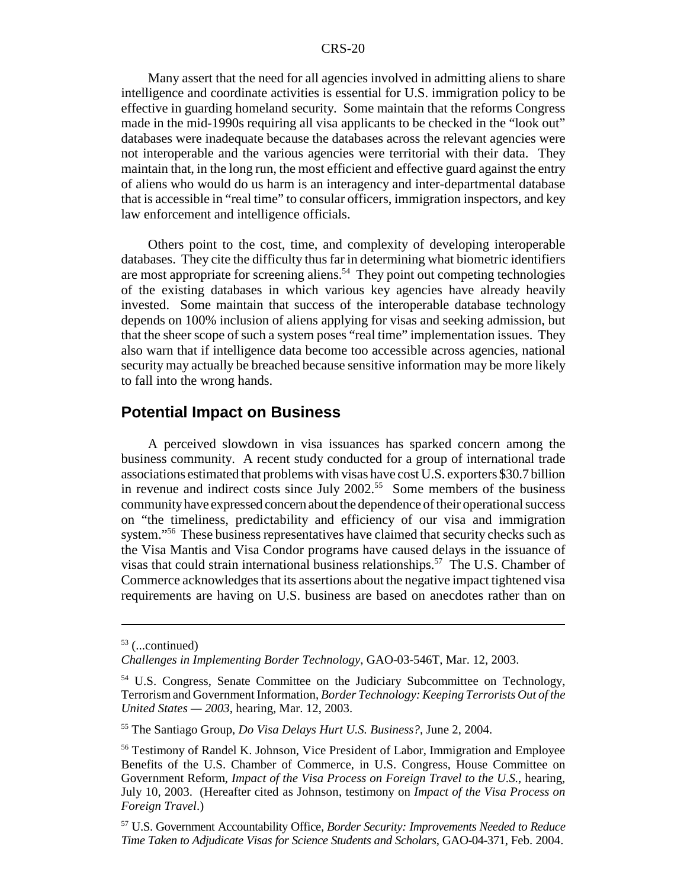Many assert that the need for all agencies involved in admitting aliens to share intelligence and coordinate activities is essential for U.S. immigration policy to be effective in guarding homeland security. Some maintain that the reforms Congress made in the mid-1990s requiring all visa applicants to be checked in the "look out" databases were inadequate because the databases across the relevant agencies were not interoperable and the various agencies were territorial with their data. They maintain that, in the long run, the most efficient and effective guard against the entry of aliens who would do us harm is an interagency and inter-departmental database that is accessible in "real time" to consular officers, immigration inspectors, and key law enforcement and intelligence officials.

Others point to the cost, time, and complexity of developing interoperable databases. They cite the difficulty thus far in determining what biometric identifiers are most appropriate for screening aliens.[54] They point out competing technologies of the existing databases in which various key agencies have already heavily invested. Some maintain that success of the interoperable database technology depends on 100% inclusion of aliens applying for visas and seeking admission, but that the sheer scope of such a system poses "real time" implementation issues. They also warn that if intelligence data become too accessible across agencies, national security may actually be breached because sensitive information may be more likely to fall into the wrong hands.

## Potential Impact on Business

A perceived slowdown in visa issuances has sparked concern among the business community. A recent study conducted for a group of international trade associations estimated that problems with visas have cost U.S. exporters $30.7 billion in revenue and indirect costs since July 2002.[55] Some members of the business community have expressed concern about the dependence of their operational success on "the timeliness, predictability and efficiency of our visa and immigration system."[56] These business representatives have claimed that security checks such as the Visa Mantis and Visa Condor programs have caused delays in the issuance of visas that could strain international business relationships.[57] The U.S. Chamber of Commerce acknowledges that its assertions about the negative impact tightened visa requirements are having on U.S. business are based on anecdotes rather than on

---

[53] (...continued) *Challenges in Implementing Border Technology*, GAO-03-546T, Mar. 12, 2003.

[54] U.S. Congress, Senate Committee on the Judiciary Subcommittee on Technology, Terrorism and Government Information, *Border Technology: Keeping Terrorists Out of the United States — 2003*, hearing, Mar. 12, 2003.

[55] The Santiago Group, *Do Visa Delays Hurt U.S. Business?*, June 2, 2004.

[56] Testimony of Randel K. Johnson, Vice President of Labor, Immigration and Employee Benefits of the U.S. Chamber of Commerce, in U.S. Congress, House Committee on Government Reform, *Impact of the Visa Process on Foreign Travel to the U.S.*, hearing, July 10, 2003. (Hereafter cited as Johnson, testimony on *Impact of the Visa Process on Foreign Travel*.)

[57] U.S. Government Accountability Office, *Border Security: Improvements Needed to Reduce Time Taken to Adjudicate Visas for Science Students and Scholars*, GAO-04-371, Feb. 2004.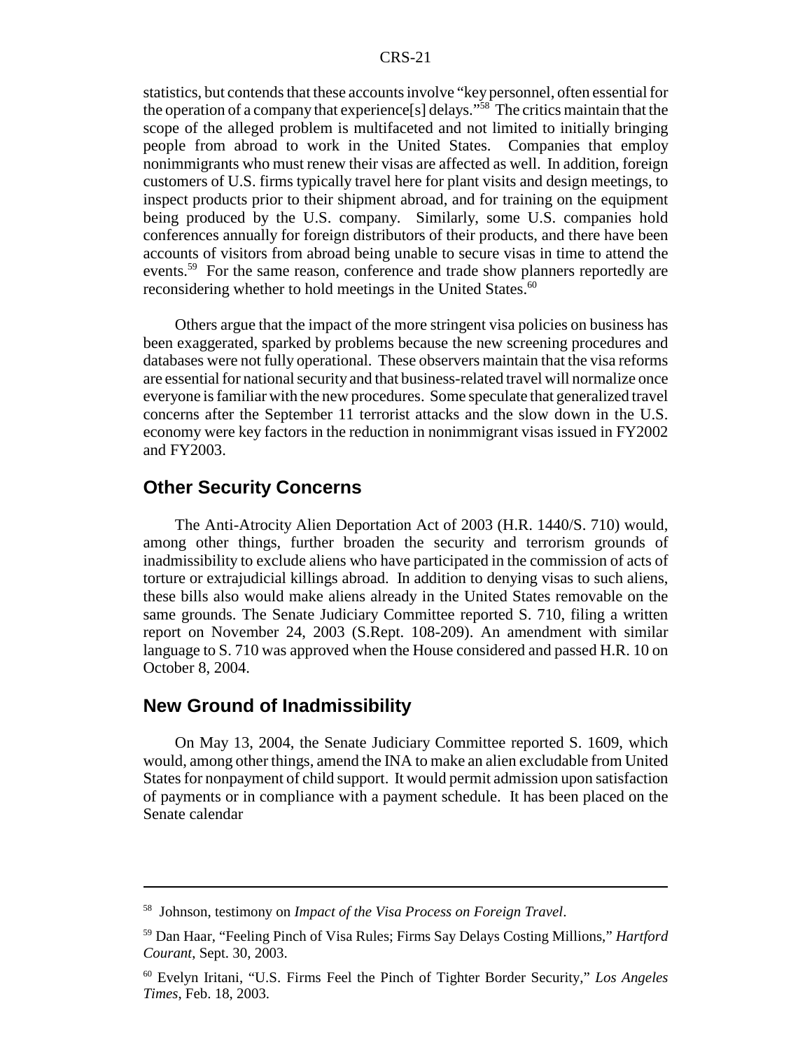statistics, but contends that these accounts involve "key personnel, often essential for the operation of a company that experience[s] delays."[58] The critics maintain that the scope of the alleged problem is multifaceted and not limited to initially bringing people from abroad to work in the United States. Companies that employ nonimmigrants who must renew their visas are affected as well. In addition, foreign customers of U.S. firms typically travel here for plant visits and design meetings, to inspect products prior to their shipment abroad, and for training on the equipment being produced by the U.S. company. Similarly, some U.S. companies hold conferences annually for foreign distributors of their products, and there have been accounts of visitors from abroad being unable to secure visas in time to attend the events.[59] For the same reason, conference and trade show planners reportedly are reconsidering whether to hold meetings in the United States.[60]

Others argue that the impact of the more stringent visa policies on business has been exaggerated, sparked by problems because the new screening procedures and databases were not fully operational. These observers maintain that the visa reforms are essential for national security and that business-related travel will normalize once everyone is familiar with the new procedures. Some speculate that generalized travel concerns after the September 11 terrorist attacks and the slow down in the U.S. economy were key factors in the reduction in nonimmigrant visas issued in FY2002 and FY2003.

## Other Security Concerns

The Anti-Atrocity Alien Deportation Act of 2003 (H.R. 1440/S. 710) would, among other things, further broaden the security and terrorism grounds of inadmissibility to exclude aliens who have participated in the commission of acts of torture or extrajudicial killings abroad. In addition to denying visas to such aliens, these bills also would make aliens already in the United States removable on the same grounds. The Senate Judiciary Committee reported S. 710, filing a written report on November 24, 2003 (S.Rept. 108-209). An amendment with similar language to S. 710 was approved when the House considered and passed H.R. 10 on October 8, 2004.

## New Ground of Inadmissibility

On May 13, 2004, the Senate Judiciary Committee reported S. 1609, which would, among other things, amend the INA to make an alien excludable from United States for nonpayment of child support. It would permit admission upon satisfaction of payments or in compliance with a payment schedule. It has been placed on the Senate calendar

---

[58] Johnson, testimony on *Impact of the Visa Process on Foreign Travel*.

[59] Dan Haar, "Feeling Pinch of Visa Rules; Firms Say Delays Costing Millions," *Hartford Courant*, Sept. 30, 2003.

[60] Evelyn Iritani, "U.S. Firms Feel the Pinch of Tighter Border Security," *Los Angeles Times*, Feb. 18, 2003.